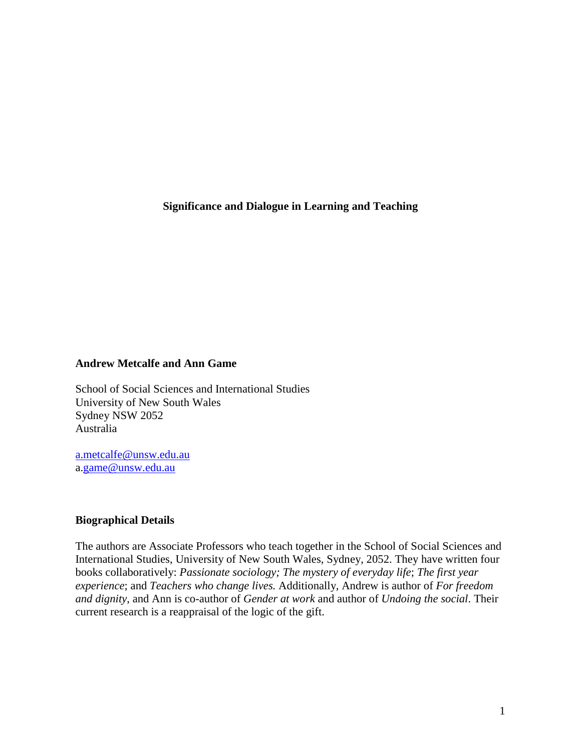**Significance and Dialogue in Learning and Teaching**

**Andrew Metcalfe and Ann Game**

School of Social Sciences and International Studies
University of New South Wales
Sydney NSW 2052
Australia

a.metcalfe@unsw.edu.au
a.game@unsw.edu.au

**Biographical Details**

The authors are Associate Professors who teach together in the School of Social Sciences and International Studies, University of New South Wales, Sydney, 2052. They have written four books collaboratively: *Passionate sociology; The mystery of everyday life*; *The first year experience*; and *Teachers who change lives.* Additionally, Andrew is author of *For freedom and dignity*, and Ann is co-author of *Gender at work* and author of *Undoing the social*. Their current research is a reappraisal of the logic of the gift.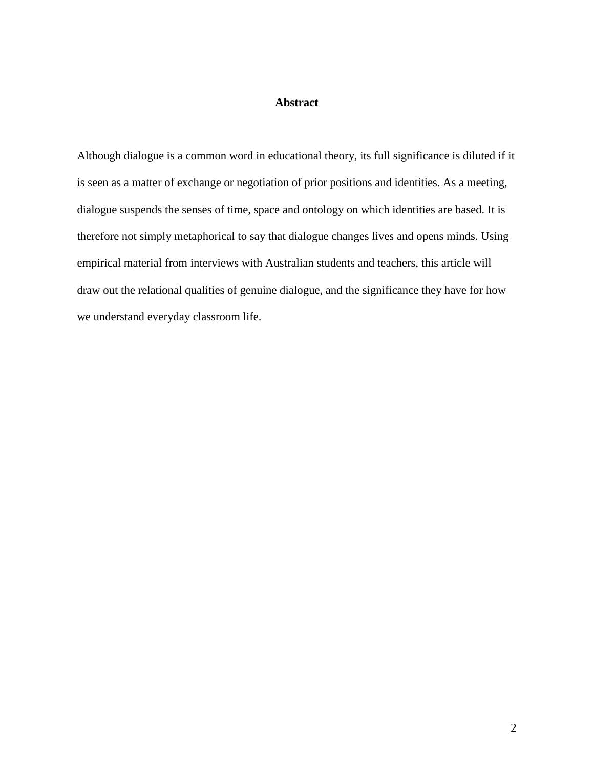## Abstract

Although dialogue is a common word in educational theory, its full significance is diluted if it is seen as a matter of exchange or negotiation of prior positions and identities. As a meeting, dialogue suspends the senses of time, space and ontology on which identities are based. It is therefore not simply metaphorical to say that dialogue changes lives and opens minds. Using empirical material from interviews with Australian students and teachers, this article will draw out the relational qualities of genuine dialogue, and the significance they have for how we understand everyday classroom life.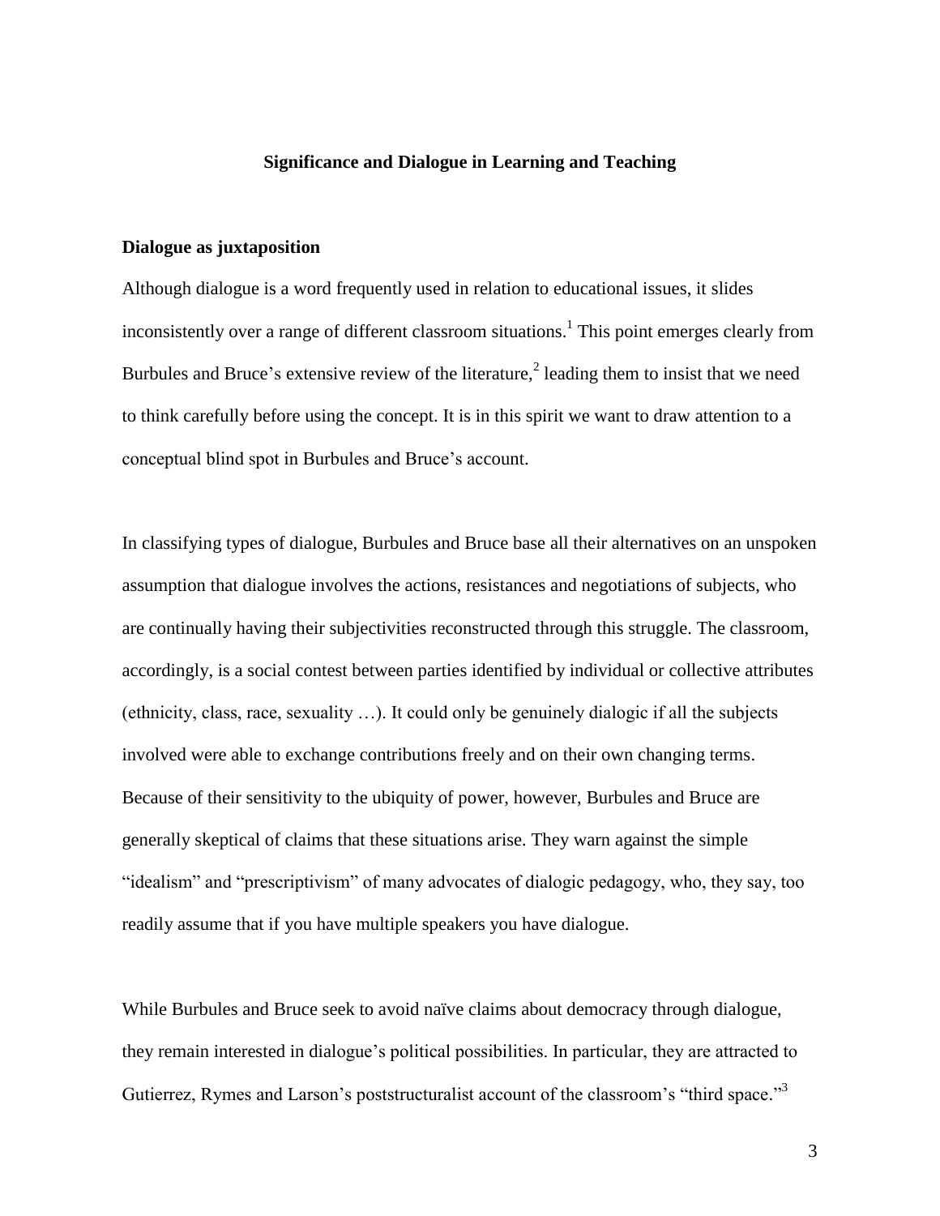**Significance and Dialogue in Learning and Teaching**

## Dialogue as juxtaposition

Although dialogue is a word frequently used in relation to educational issues, it slides inconsistently over a range of different classroom situations.[1] This point emerges clearly from Burbules and Bruce's extensive review of the literature,[2] leading them to insist that we need to think carefully before using the concept. It is in this spirit we want to draw attention to a conceptual blind spot in Burbules and Bruce's account.

In classifying types of dialogue, Burbules and Bruce base all their alternatives on an unspoken assumption that dialogue involves the actions, resistances and negotiations of subjects, who are continually having their subjectivities reconstructed through this struggle. The classroom, accordingly, is a social contest between parties identified by individual or collective attributes (ethnicity, class, race, sexuality …). It could only be genuinely dialogic if all the subjects involved were able to exchange contributions freely and on their own changing terms. Because of their sensitivity to the ubiquity of power, however, Burbules and Bruce are generally skeptical of claims that these situations arise. They warn against the simple "idealism" and "prescriptivism" of many advocates of dialogic pedagogy, who, they say, too readily assume that if you have multiple speakers you have dialogue.

While Burbules and Bruce seek to avoid naïve claims about democracy through dialogue, they remain interested in dialogue's political possibilities. In particular, they are attracted to Gutierrez, Rymes and Larson's poststructuralist account of the classroom's "third space."[3]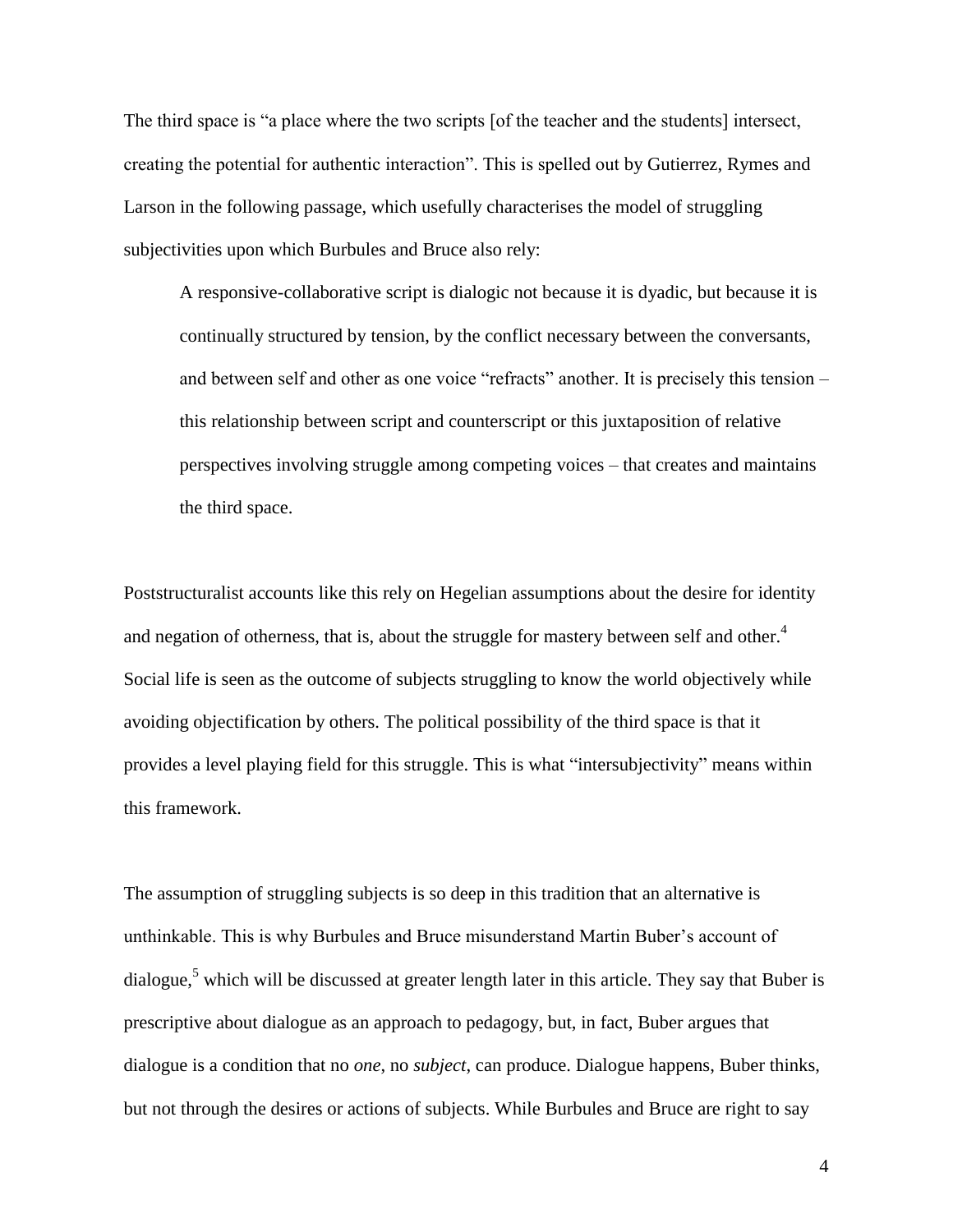The third space is "a place where the two scripts [of the teacher and the students] intersect, creating the potential for authentic interaction". This is spelled out by Gutierrez, Rymes and Larson in the following passage, which usefully characterises the model of struggling subjectivities upon which Burbules and Bruce also rely:

> A responsive-collaborative script is dialogic not because it is dyadic, but because it is continually structured by tension, by the conflict necessary between the conversants, and between self and other as one voice "refracts" another. It is precisely this tension – this relationship between script and counterscript or this juxtaposition of relative perspectives involving struggle among competing voices – that creates and maintains the third space.

Poststructuralist accounts like this rely on Hegelian assumptions about the desire for identity and negation of otherness, that is, about the struggle for mastery between self and other.[4] Social life is seen as the outcome of subjects struggling to know the world objectively while avoiding objectification by others. The political possibility of the third space is that it provides a level playing field for this struggle. This is what "intersubjectivity" means within this framework.

The assumption of struggling subjects is so deep in this tradition that an alternative is unthinkable. This is why Burbules and Bruce misunderstand Martin Buber's account of dialogue,[5] which will be discussed at greater length later in this article. They say that Buber is prescriptive about dialogue as an approach to pedagogy, but, in fact, Buber argues that dialogue is a condition that no *one*, no *subject*, can produce. Dialogue happens, Buber thinks, but not through the desires or actions of subjects. While Burbules and Bruce are right to say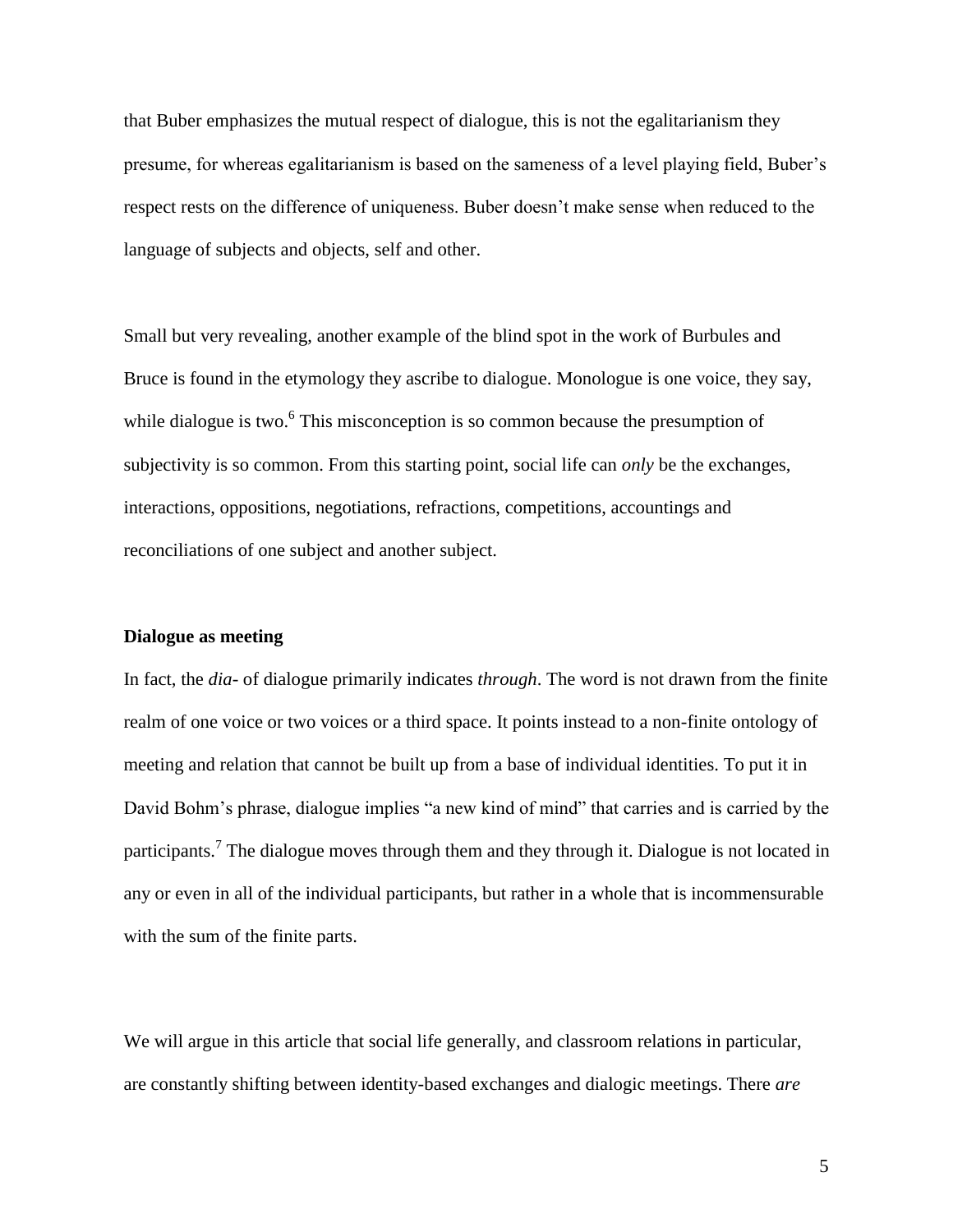that Buber emphasizes the mutual respect of dialogue, this is not the egalitarianism they presume, for whereas egalitarianism is based on the sameness of a level playing field, Buber's respect rests on the difference of uniqueness. Buber doesn't make sense when reduced to the language of subjects and objects, self and other.

Small but very revealing, another example of the blind spot in the work of Burbules and Bruce is found in the etymology they ascribe to dialogue. Monologue is one voice, they say, while dialogue is two.[6] This misconception is so common because the presumption of subjectivity is so common. From this starting point, social life can *only* be the exchanges, interactions, oppositions, negotiations, refractions, competitions, accountings and reconciliations of one subject and another subject.

**Dialogue as meeting**

In fact, the *dia-* of dialogue primarily indicates *through*. The word is not drawn from the finite realm of one voice or two voices or a third space. It points instead to a non-finite ontology of meeting and relation that cannot be built up from a base of individual identities. To put it in David Bohm's phrase, dialogue implies "a new kind of mind" that carries and is carried by the participants.[7] The dialogue moves through them and they through it. Dialogue is not located in any or even in all of the individual participants, but rather in a whole that is incommensurable with the sum of the finite parts.

We will argue in this article that social life generally, and classroom relations in particular, are constantly shifting between identity-based exchanges and dialogic meetings. There *are*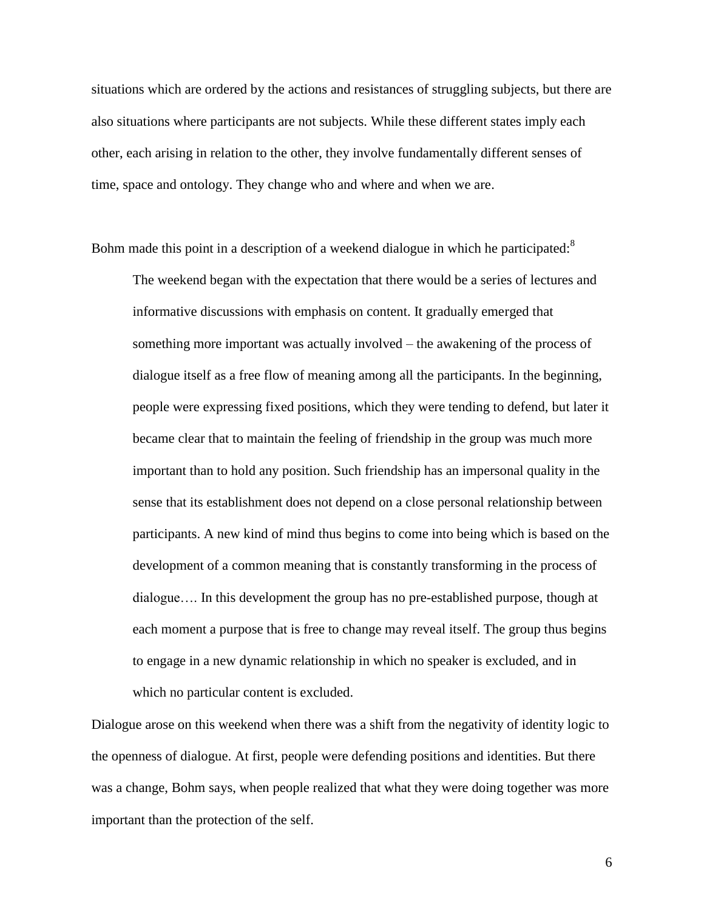situations which are ordered by the actions and resistances of struggling subjects, but there are also situations where participants are not subjects. While these different states imply each other, each arising in relation to the other, they involve fundamentally different senses of time, space and ontology. They change who and where and when we are.

Bohm made this point in a description of a weekend dialogue in which he participated:[8]

> The weekend began with the expectation that there would be a series of lectures and informative discussions with emphasis on content. It gradually emerged that something more important was actually involved – the awakening of the process of dialogue itself as a free flow of meaning among all the participants. In the beginning, people were expressing fixed positions, which they were tending to defend, but later it became clear that to maintain the feeling of friendship in the group was much more important than to hold any position. Such friendship has an impersonal quality in the sense that its establishment does not depend on a close personal relationship between participants. A new kind of mind thus begins to come into being which is based on the development of a common meaning that is constantly transforming in the process of dialogue…. In this development the group has no pre-established purpose, though at each moment a purpose that is free to change may reveal itself. The group thus begins to engage in a new dynamic relationship in which no speaker is excluded, and in which no particular content is excluded.

Dialogue arose on this weekend when there was a shift from the negativity of identity logic to the openness of dialogue. At first, people were defending positions and identities. But there was a change, Bohm says, when people realized that what they were doing together was more important than the protection of the self.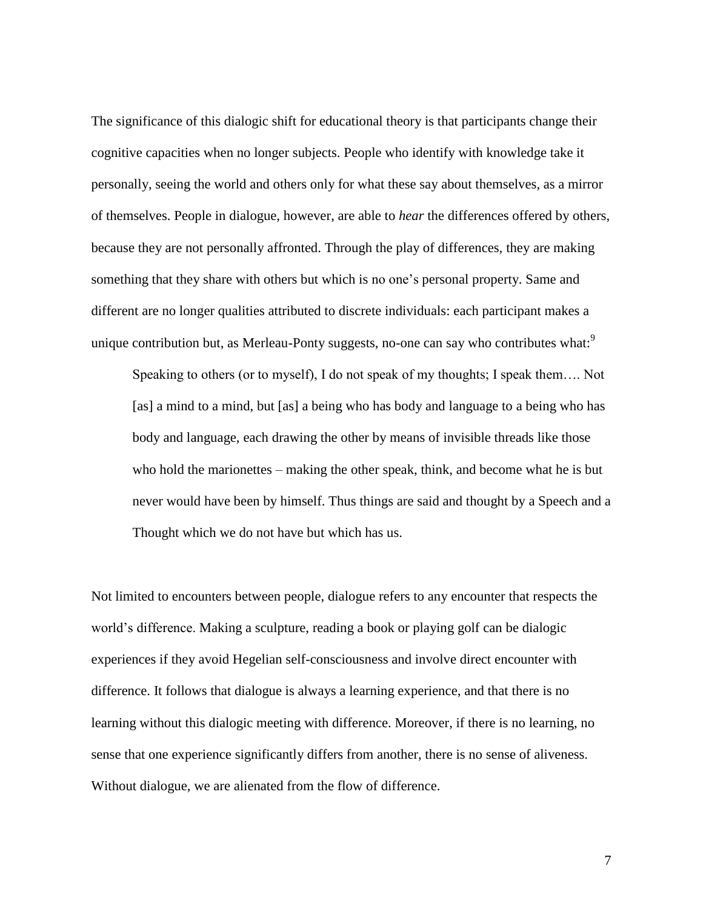The significance of this dialogic shift for educational theory is that participants change their cognitive capacities when no longer subjects. People who identify with knowledge take it personally, seeing the world and others only for what these say about themselves, as a mirror of themselves. People in dialogue, however, are able to *hear* the differences offered by others, because they are not personally affronted. Through the play of differences, they are making something that they share with others but which is no one's personal property. Same and different are no longer qualities attributed to discrete individuals: each participant makes a unique contribution but, as Merleau-Ponty suggests, no-one can say who contributes what:[9]

> Speaking to others (or to myself), I do not speak of my thoughts; I speak them…. Not [as] a mind to a mind, but [as] a being who has body and language to a being who has body and language, each drawing the other by means of invisible threads like those who hold the marionettes – making the other speak, think, and become what he is but never would have been by himself. Thus things are said and thought by a Speech and a Thought which we do not have but which has us.

Not limited to encounters between people, dialogue refers to any encounter that respects the world's difference. Making a sculpture, reading a book or playing golf can be dialogic experiences if they avoid Hegelian self-consciousness and involve direct encounter with difference. It follows that dialogue is always a learning experience, and that there is no learning without this dialogic meeting with difference. Moreover, if there is no learning, no sense that one experience significantly differs from another, there is no sense of aliveness. Without dialogue, we are alienated from the flow of difference.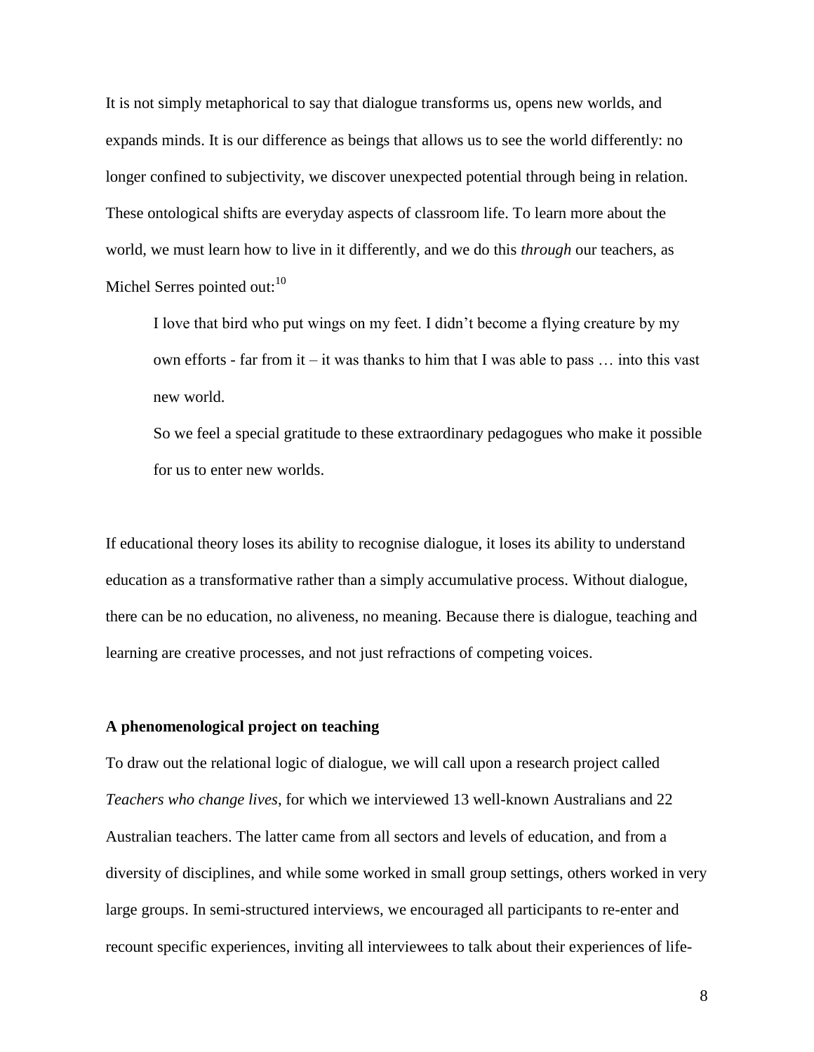It is not simply metaphorical to say that dialogue transforms us, opens new worlds, and expands minds. It is our difference as beings that allows us to see the world differently: no longer confined to subjectivity, we discover unexpected potential through being in relation. These ontological shifts are everyday aspects of classroom life. To learn more about the world, we must learn how to live in it differently, and we do this *through* our teachers, as Michel Serres pointed out:[10]

> I love that bird who put wings on my feet. I didn't become a flying creature by my own efforts - far from it – it was thanks to him that I was able to pass … into this vast new world.
>
> So we feel a special gratitude to these extraordinary pedagogues who make it possible for us to enter new worlds.

If educational theory loses its ability to recognise dialogue, it loses its ability to understand education as a transformative rather than a simply accumulative process. Without dialogue, there can be no education, no aliveness, no meaning. Because there is dialogue, teaching and learning are creative processes, and not just refractions of competing voices.

**A phenomenological project on teaching**

To draw out the relational logic of dialogue, we will call upon a research project called *Teachers who change lives*, for which we interviewed 13 well-known Australians and 22 Australian teachers. The latter came from all sectors and levels of education, and from a diversity of disciplines, and while some worked in small group settings, others worked in very large groups. In semi-structured interviews, we encouraged all participants to re-enter and recount specific experiences, inviting all interviewees to talk about their experiences of life-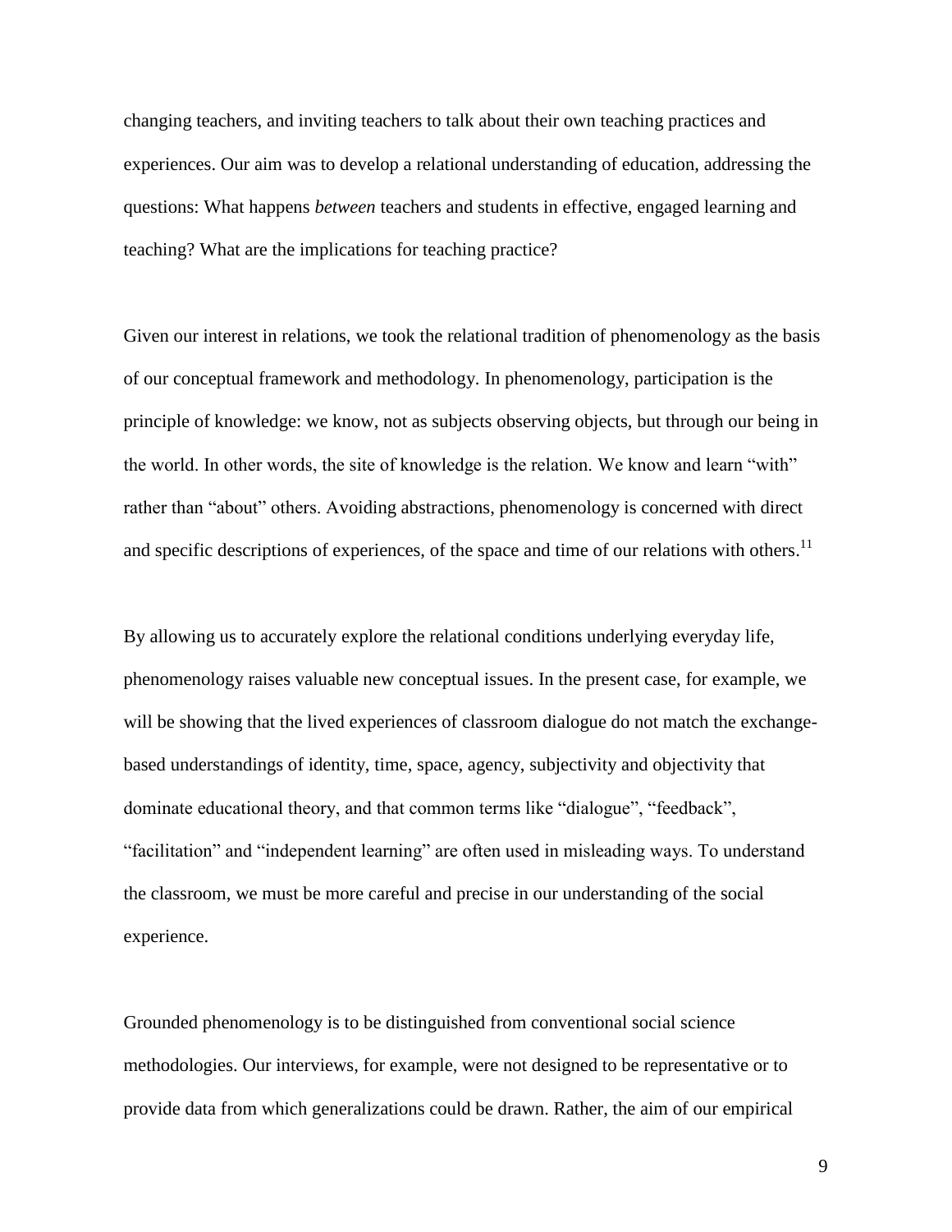changing teachers, and inviting teachers to talk about their own teaching practices and experiences. Our aim was to develop a relational understanding of education, addressing the questions: What happens *between* teachers and students in effective, engaged learning and teaching? What are the implications for teaching practice?

Given our interest in relations, we took the relational tradition of phenomenology as the basis of our conceptual framework and methodology. In phenomenology, participation is the principle of knowledge: we know, not as subjects observing objects, but through our being in the world. In other words, the site of knowledge is the relation. We know and learn "with" rather than "about" others. Avoiding abstractions, phenomenology is concerned with direct and specific descriptions of experiences, of the space and time of our relations with others.[11]

By allowing us to accurately explore the relational conditions underlying everyday life, phenomenology raises valuable new conceptual issues. In the present case, for example, we will be showing that the lived experiences of classroom dialogue do not match the exchange-based understandings of identity, time, space, agency, subjectivity and objectivity that dominate educational theory, and that common terms like "dialogue", "feedback", "facilitation" and "independent learning" are often used in misleading ways. To understand the classroom, we must be more careful and precise in our understanding of the social experience.

Grounded phenomenology is to be distinguished from conventional social science methodologies. Our interviews, for example, were not designed to be representative or to provide data from which generalizations could be drawn. Rather, the aim of our empirical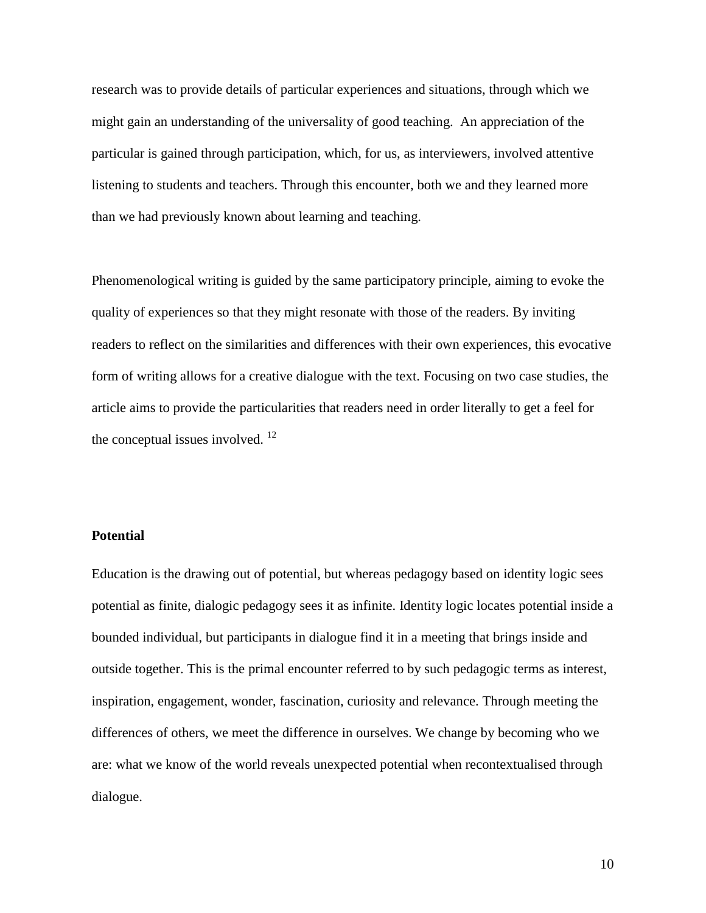research was to provide details of particular experiences and situations, through which we might gain an understanding of the universality of good teaching. An appreciation of the particular is gained through participation, which, for us, as interviewers, involved attentive listening to students and teachers. Through this encounter, both we and they learned more than we had previously known about learning and teaching.

Phenomenological writing is guided by the same participatory principle, aiming to evoke the quality of experiences so that they might resonate with those of the readers. By inviting readers to reflect on the similarities and differences with their own experiences, this evocative form of writing allows for a creative dialogue with the text. Focusing on two case studies, the article aims to provide the particularities that readers need in order literally to get a feel for the conceptual issues involved. [12]

**Potential**

Education is the drawing out of potential, but whereas pedagogy based on identity logic sees potential as finite, dialogic pedagogy sees it as infinite. Identity logic locates potential inside a bounded individual, but participants in dialogue find it in a meeting that brings inside and outside together. This is the primal encounter referred to by such pedagogic terms as interest, inspiration, engagement, wonder, fascination, curiosity and relevance. Through meeting the differences of others, we meet the difference in ourselves. We change by becoming who we are: what we know of the world reveals unexpected potential when recontextualised through dialogue.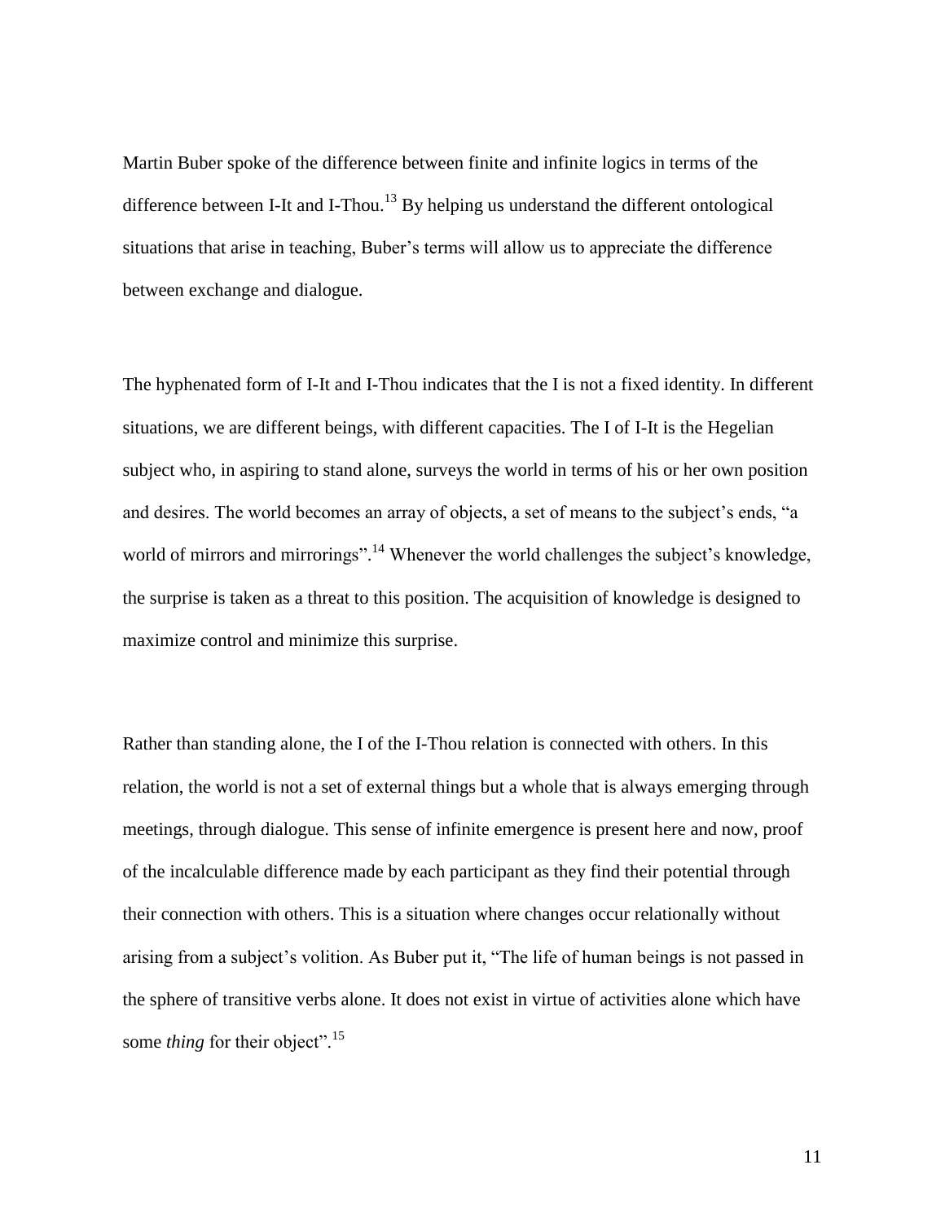Martin Buber spoke of the difference between finite and infinite logics in terms of the difference between I-It and I-Thou.[13] By helping us understand the different ontological situations that arise in teaching, Buber's terms will allow us to appreciate the difference between exchange and dialogue.

The hyphenated form of I-It and I-Thou indicates that the I is not a fixed identity. In different situations, we are different beings, with different capacities. The I of I-It is the Hegelian subject who, in aspiring to stand alone, surveys the world in terms of his or her own position and desires. The world becomes an array of objects, a set of means to the subject's ends, "a world of mirrors and mirrorings".[14] Whenever the world challenges the subject's knowledge, the surprise is taken as a threat to this position. The acquisition of knowledge is designed to maximize control and minimize this surprise.

Rather than standing alone, the I of the I-Thou relation is connected with others. In this relation, the world is not a set of external things but a whole that is always emerging through meetings, through dialogue. This sense of infinite emergence is present here and now, proof of the incalculable difference made by each participant as they find their potential through their connection with others. This is a situation where changes occur relationally without arising from a subject's volition. As Buber put it, "The life of human beings is not passed in the sphere of transitive verbs alone. It does not exist in virtue of activities alone which have some *thing* for their object".[15]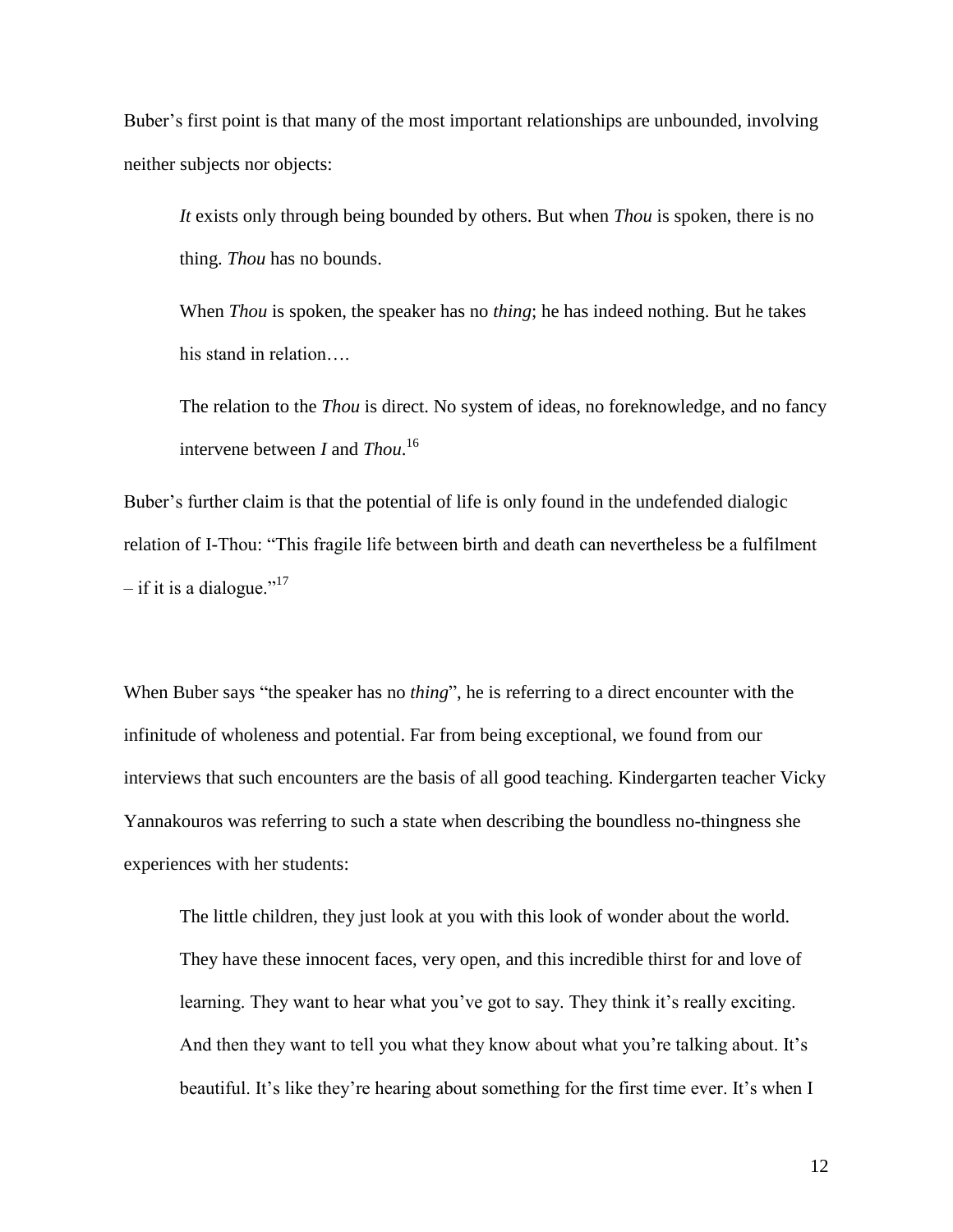Buber's first point is that many of the most important relationships are unbounded, involving neither subjects nor objects:

> *It* exists only through being bounded by others. But when *Thou* is spoken, there is no thing. *Thou* has no bounds.
>
> When *Thou* is spoken, the speaker has no *thing*; he has indeed nothing. But he takes his stand in relation….
>
> The relation to the *Thou* is direct. No system of ideas, no foreknowledge, and no fancy intervene between *I* and *Thou*.[16]

Buber's further claim is that the potential of life is only found in the undefended dialogic relation of I-Thou: "This fragile life between birth and death can nevertheless be a fulfilment – if it is a dialogue."[17]

When Buber says "the speaker has no *thing*", he is referring to a direct encounter with the infinitude of wholeness and potential. Far from being exceptional, we found from our interviews that such encounters are the basis of all good teaching. Kindergarten teacher Vicky Yannakouros was referring to such a state when describing the boundless no-thingness she experiences with her students:

> The little children, they just look at you with this look of wonder about the world. They have these innocent faces, very open, and this incredible thirst for and love of learning. They want to hear what you've got to say. They think it's really exciting. And then they want to tell you what they know about what you're talking about. It's beautiful. It's like they're hearing about something for the first time ever. It's when I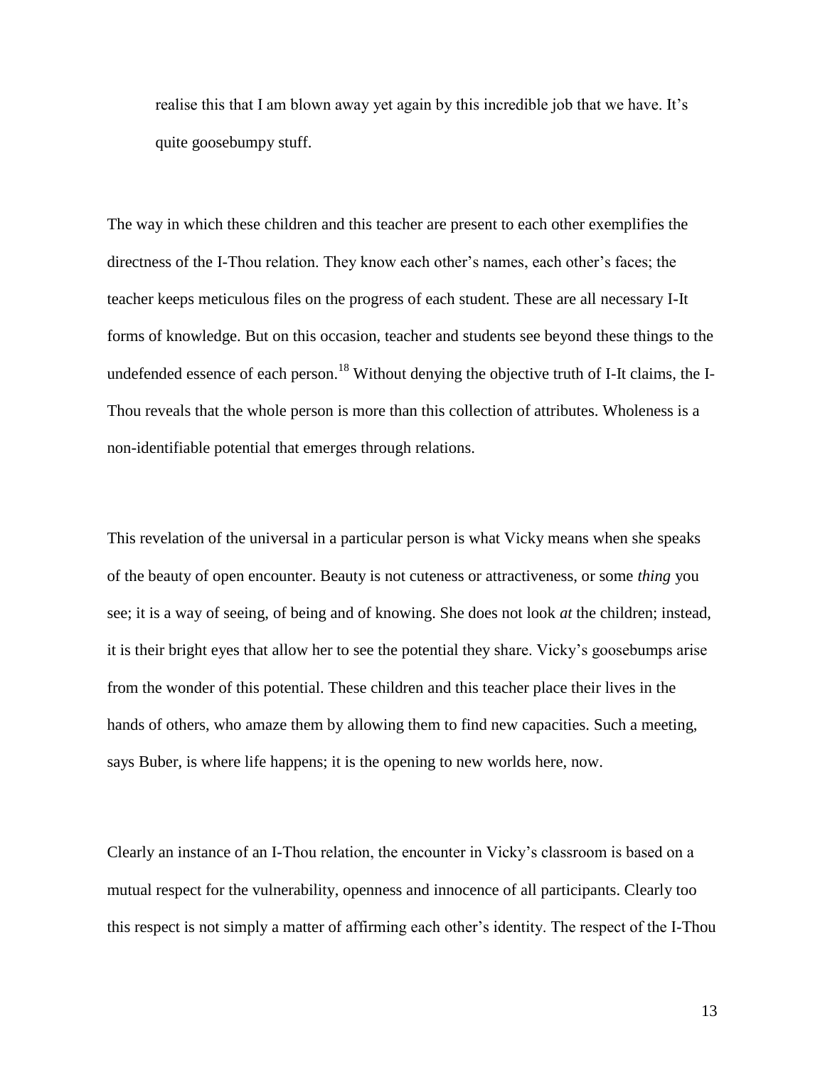> realise this that I am blown away yet again by this incredible job that we have. It's quite goosebumpy stuff.

The way in which these children and this teacher are present to each other exemplifies the directness of the I-Thou relation. They know each other's names, each other's faces; the teacher keeps meticulous files on the progress of each student. These are all necessary I-It forms of knowledge. But on this occasion, teacher and students see beyond these things to the undefended essence of each person.[18] Without denying the objective truth of I-It claims, the I-Thou reveals that the whole person is more than this collection of attributes. Wholeness is a non-identifiable potential that emerges through relations.

This revelation of the universal in a particular person is what Vicky means when she speaks of the beauty of open encounter. Beauty is not cuteness or attractiveness, or some *thing* you see; it is a way of seeing, of being and of knowing. She does not look *at* the children; instead, it is their bright eyes that allow her to see the potential they share. Vicky's goosebumps arise from the wonder of this potential. These children and this teacher place their lives in the hands of others, who amaze them by allowing them to find new capacities. Such a meeting, says Buber, is where life happens; it is the opening to new worlds here, now.

Clearly an instance of an I-Thou relation, the encounter in Vicky's classroom is based on a mutual respect for the vulnerability, openness and innocence of all participants. Clearly too this respect is not simply a matter of affirming each other's identity. The respect of the I-Thou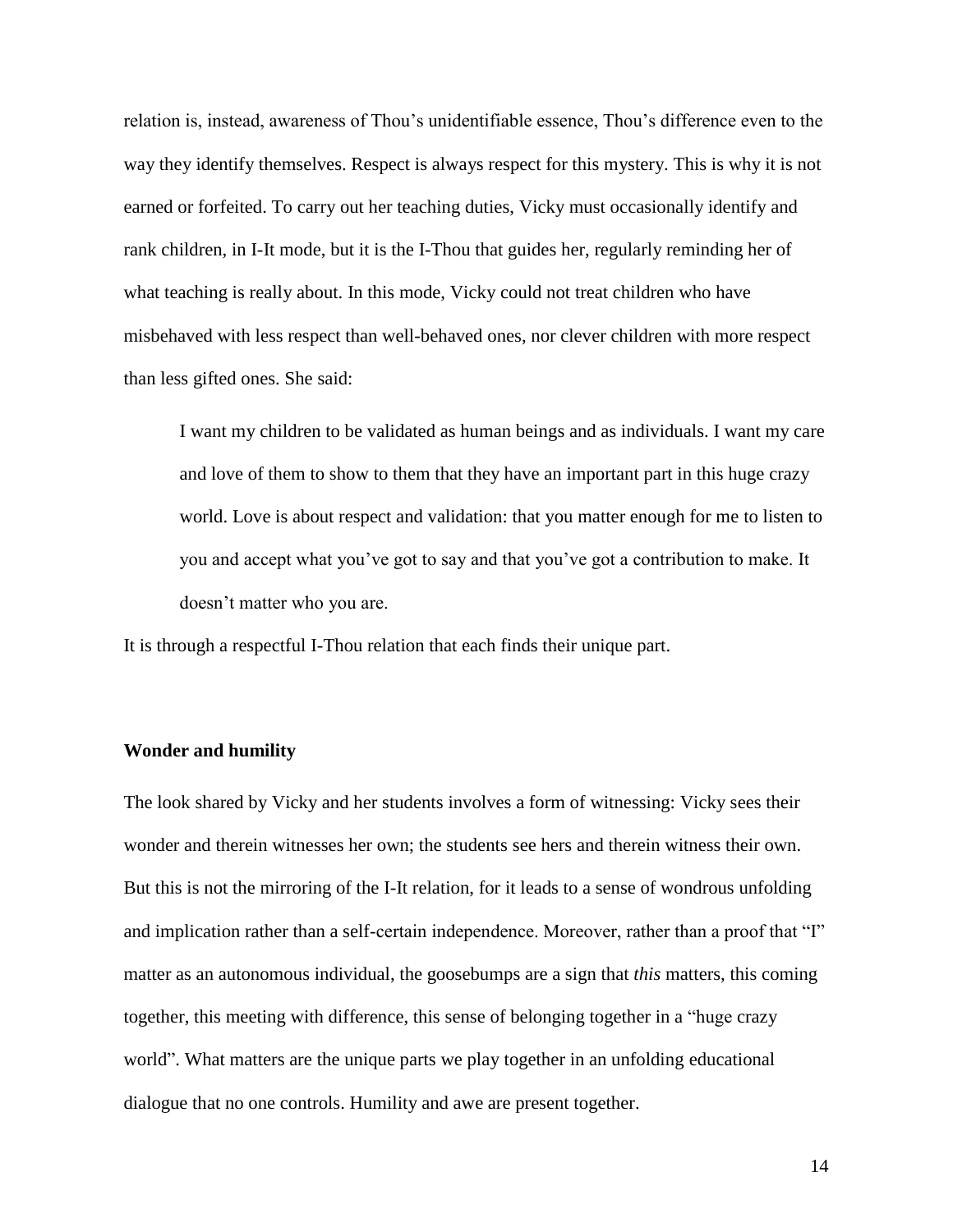relation is, instead, awareness of Thou's unidentifiable essence, Thou's difference even to the way they identify themselves. Respect is always respect for this mystery. This is why it is not earned or forfeited. To carry out her teaching duties, Vicky must occasionally identify and rank children, in I-It mode, but it is the I-Thou that guides her, regularly reminding her of what teaching is really about. In this mode, Vicky could not treat children who have misbehaved with less respect than well-behaved ones, nor clever children with more respect than less gifted ones. She said:

> I want my children to be validated as human beings and as individuals. I want my care and love of them to show to them that they have an important part in this huge crazy world. Love is about respect and validation: that you matter enough for me to listen to you and accept what you've got to say and that you've got a contribution to make. It doesn't matter who you are.

It is through a respectful I-Thou relation that each finds their unique part.

## Wonder and humility

The look shared by Vicky and her students involves a form of witnessing: Vicky sees their wonder and therein witnesses her own; the students see hers and therein witness their own. But this is not the mirroring of the I-It relation, for it leads to a sense of wondrous unfolding and implication rather than a self-certain independence. Moreover, rather than a proof that "I" matter as an autonomous individual, the goosebumps are a sign that *this* matters, this coming together, this meeting with difference, this sense of belonging together in a "huge crazy world". What matters are the unique parts we play together in an unfolding educational dialogue that no one controls. Humility and awe are present together.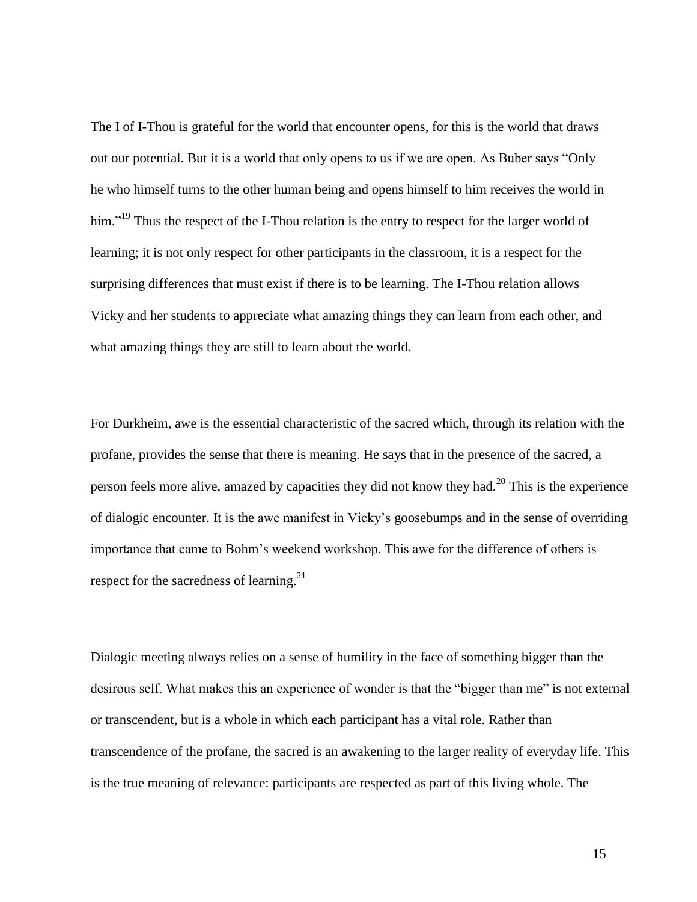The I of I-Thou is grateful for the world that encounter opens, for this is the world that draws out our potential. But it is a world that only opens to us if we are open. As Buber says "Only he who himself turns to the other human being and opens himself to him receives the world in him."[19] Thus the respect of the I-Thou relation is the entry to respect for the larger world of learning; it is not only respect for other participants in the classroom, it is a respect for the surprising differences that must exist if there is to be learning. The I-Thou relation allows Vicky and her students to appreciate what amazing things they can learn from each other, and what amazing things they are still to learn about the world.

For Durkheim, awe is the essential characteristic of the sacred which, through its relation with the profane, provides the sense that there is meaning. He says that in the presence of the sacred, a person feels more alive, amazed by capacities they did not know they had.[20] This is the experience of dialogic encounter. It is the awe manifest in Vicky's goosebumps and in the sense of overriding importance that came to Bohm's weekend workshop. This awe for the difference of others is respect for the sacredness of learning.[21]

Dialogic meeting always relies on a sense of humility in the face of something bigger than the desirous self. What makes this an experience of wonder is that the "bigger than me" is not external or transcendent, but is a whole in which each participant has a vital role. Rather than transcendence of the profane, the sacred is an awakening to the larger reality of everyday life. This is the true meaning of relevance: participants are respected as part of this living whole. The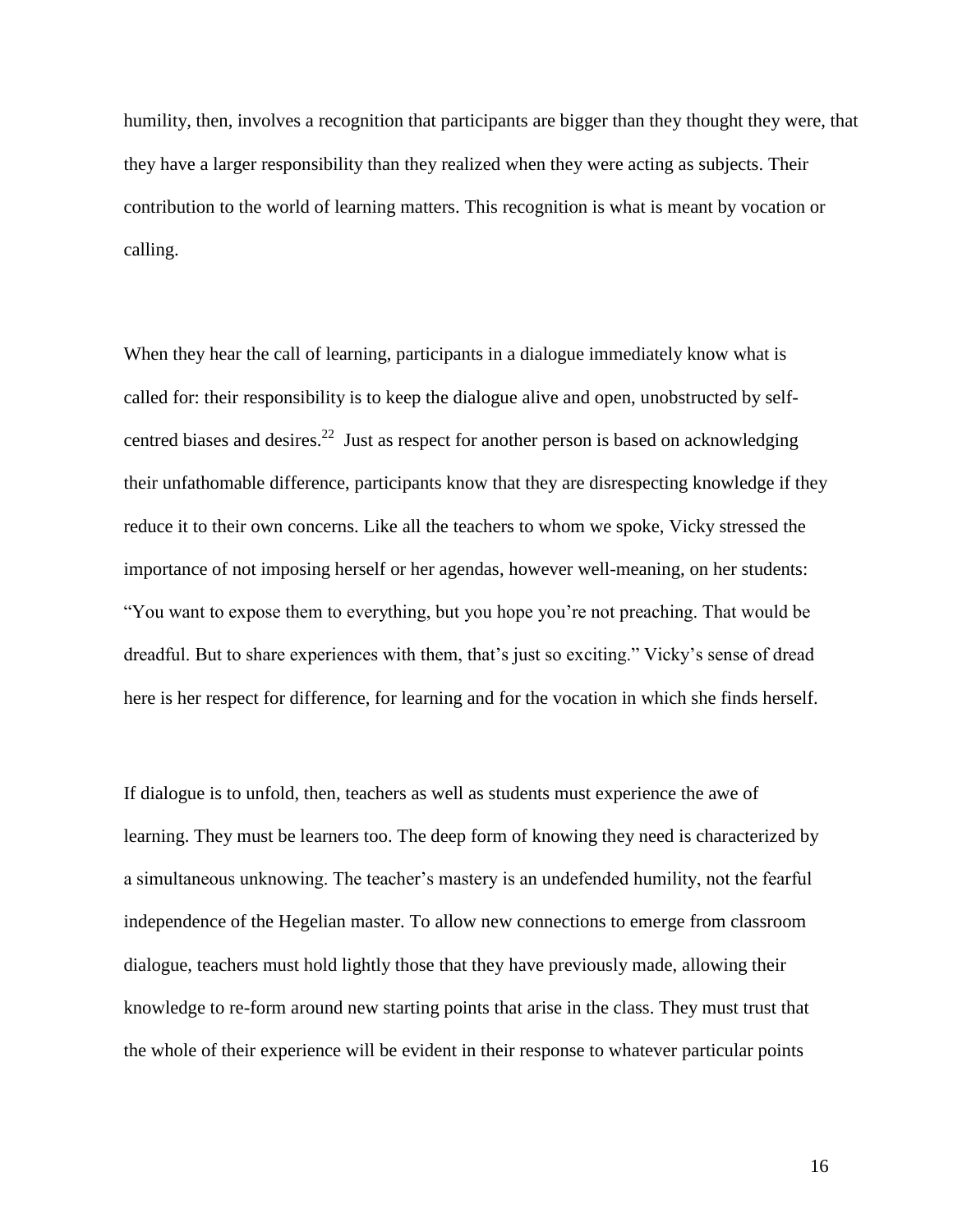humility, then, involves a recognition that participants are bigger than they thought they were, that they have a larger responsibility than they realized when they were acting as subjects. Their contribution to the world of learning matters. This recognition is what is meant by vocation or calling.

When they hear the call of learning, participants in a dialogue immediately know what is called for: their responsibility is to keep the dialogue alive and open, unobstructed by self-centred biases and desires.[22] Just as respect for another person is based on acknowledging their unfathomable difference, participants know that they are disrespecting knowledge if they reduce it to their own concerns. Like all the teachers to whom we spoke, Vicky stressed the importance of not imposing herself or her agendas, however well-meaning, on her students: "You want to expose them to everything, but you hope you're not preaching. That would be dreadful. But to share experiences with them, that's just so exciting." Vicky's sense of dread here is her respect for difference, for learning and for the vocation in which she finds herself.

If dialogue is to unfold, then, teachers as well as students must experience the awe of learning. They must be learners too. The deep form of knowing they need is characterized by a simultaneous unknowing. The teacher's mastery is an undefended humility, not the fearful independence of the Hegelian master. To allow new connections to emerge from classroom dialogue, teachers must hold lightly those that they have previously made, allowing their knowledge to re-form around new starting points that arise in the class. They must trust that the whole of their experience will be evident in their response to whatever particular points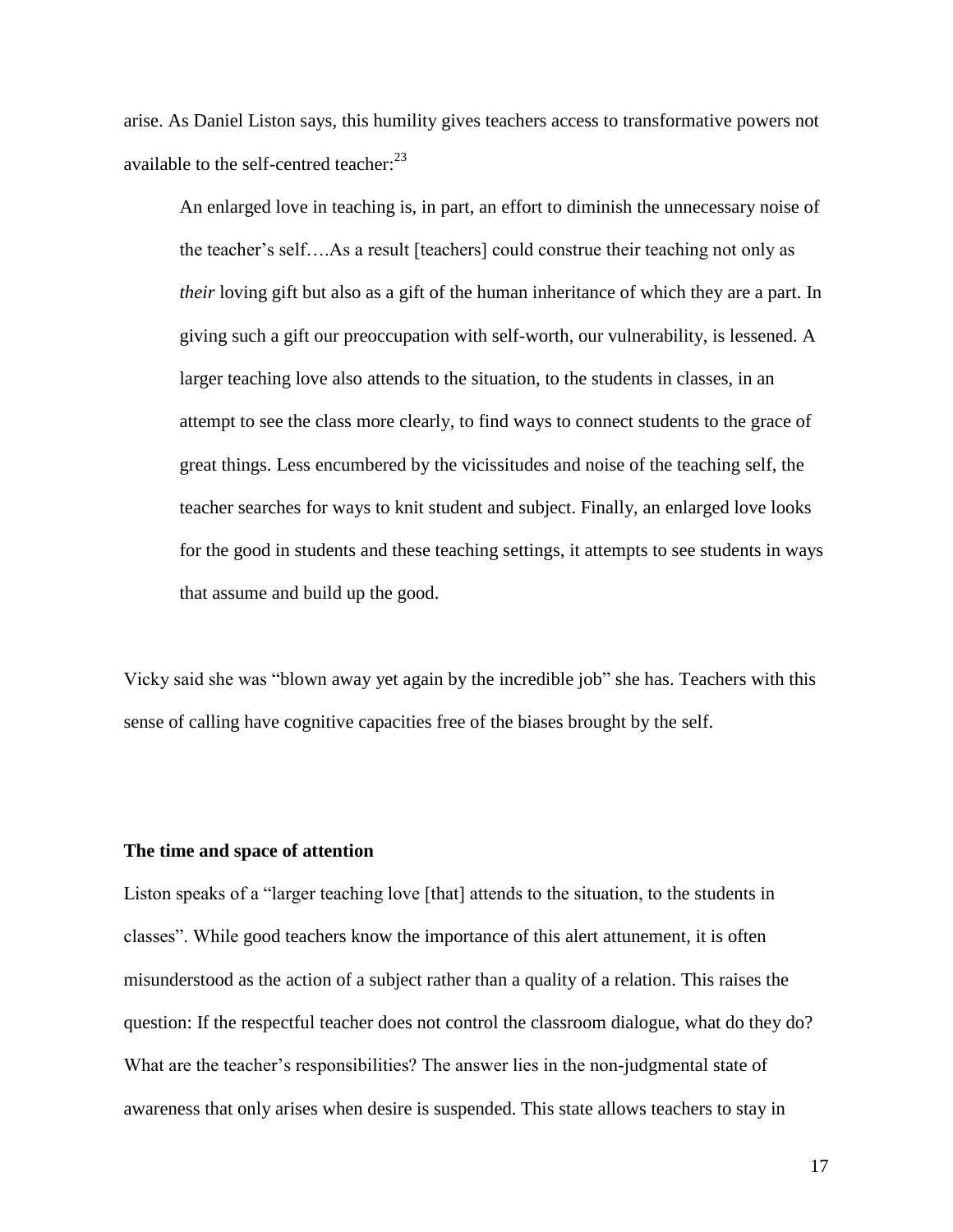arise. As Daniel Liston says, this humility gives teachers access to transformative powers not available to the self-centred teacher:[23]

> An enlarged love in teaching is, in part, an effort to diminish the unnecessary noise of the teacher's self….As a result [teachers] could construe their teaching not only as *their* loving gift but also as a gift of the human inheritance of which they are a part. In giving such a gift our preoccupation with self-worth, our vulnerability, is lessened. A larger teaching love also attends to the situation, to the students in classes, in an attempt to see the class more clearly, to find ways to connect students to the grace of great things. Less encumbered by the vicissitudes and noise of the teaching self, the teacher searches for ways to knit student and subject. Finally, an enlarged love looks for the good in students and these teaching settings, it attempts to see students in ways that assume and build up the good.

Vicky said she was "blown away yet again by the incredible job" she has. Teachers with this sense of calling have cognitive capacities free of the biases brought by the self.

### The time and space of attention

Liston speaks of a "larger teaching love [that] attends to the situation, to the students in classes". While good teachers know the importance of this alert attunement, it is often misunderstood as the action of a subject rather than a quality of a relation. This raises the question: If the respectful teacher does not control the classroom dialogue, what do they do? What are the teacher's responsibilities? The answer lies in the non-judgmental state of awareness that only arises when desire is suspended. This state allows teachers to stay in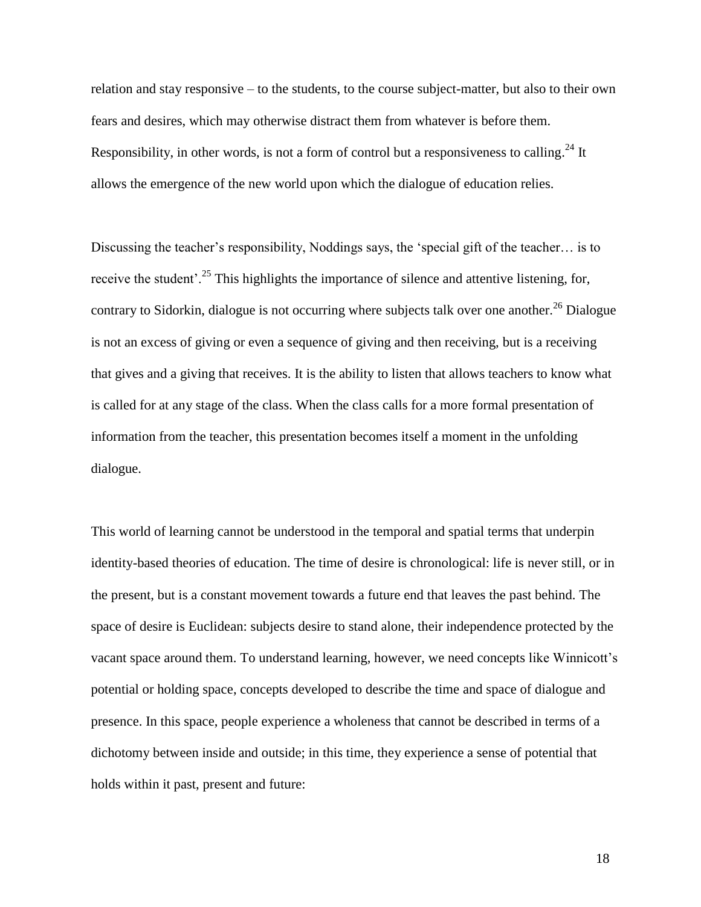relation and stay responsive – to the students, to the course subject-matter, but also to their own fears and desires, which may otherwise distract them from whatever is before them. Responsibility, in other words, is not a form of control but a responsiveness to calling.[24] It allows the emergence of the new world upon which the dialogue of education relies.

Discussing the teacher's responsibility, Noddings says, the 'special gift of the teacher… is to receive the student'.[25] This highlights the importance of silence and attentive listening, for, contrary to Sidorkin, dialogue is not occurring where subjects talk over one another.[26] Dialogue is not an excess of giving or even a sequence of giving and then receiving, but is a receiving that gives and a giving that receives. It is the ability to listen that allows teachers to know what is called for at any stage of the class. When the class calls for a more formal presentation of information from the teacher, this presentation becomes itself a moment in the unfolding dialogue.

This world of learning cannot be understood in the temporal and spatial terms that underpin identity-based theories of education. The time of desire is chronological: life is never still, or in the present, but is a constant movement towards a future end that leaves the past behind. The space of desire is Euclidean: subjects desire to stand alone, their independence protected by the vacant space around them. To understand learning, however, we need concepts like Winnicott's potential or holding space, concepts developed to describe the time and space of dialogue and presence. In this space, people experience a wholeness that cannot be described in terms of a dichotomy between inside and outside; in this time, they experience a sense of potential that holds within it past, present and future: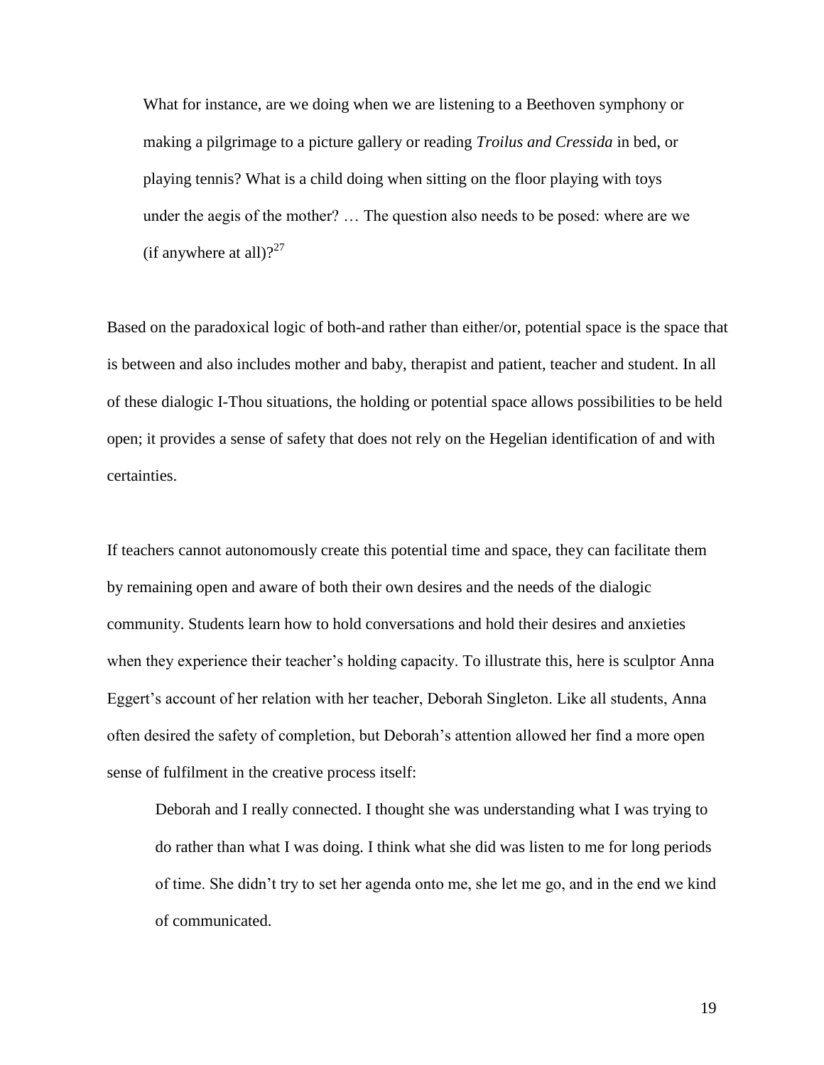> What for instance, are we doing when we are listening to a Beethoven symphony or making a pilgrimage to a picture gallery or reading *Troilus and Cressida* in bed, or playing tennis? What is a child doing when sitting on the floor playing with toys under the aegis of the mother? … The question also needs to be posed: where are we (if anywhere at all)?[27]

Based on the paradoxical logic of both-and rather than either/or, potential space is the space that is between and also includes mother and baby, therapist and patient, teacher and student. In all of these dialogic I-Thou situations, the holding or potential space allows possibilities to be held open; it provides a sense of safety that does not rely on the Hegelian identification of and with certainties.

If teachers cannot autonomously create this potential time and space, they can facilitate them by remaining open and aware of both their own desires and the needs of the dialogic community. Students learn how to hold conversations and hold their desires and anxieties when they experience their teacher's holding capacity. To illustrate this, here is sculptor Anna Eggert's account of her relation with her teacher, Deborah Singleton. Like all students, Anna often desired the safety of completion, but Deborah's attention allowed her find a more open sense of fulfilment in the creative process itself:

> Deborah and I really connected. I thought she was understanding what I was trying to do rather than what I was doing. I think what she did was listen to me for long periods of time. She didn't try to set her agenda onto me, she let me go, and in the end we kind of communicated.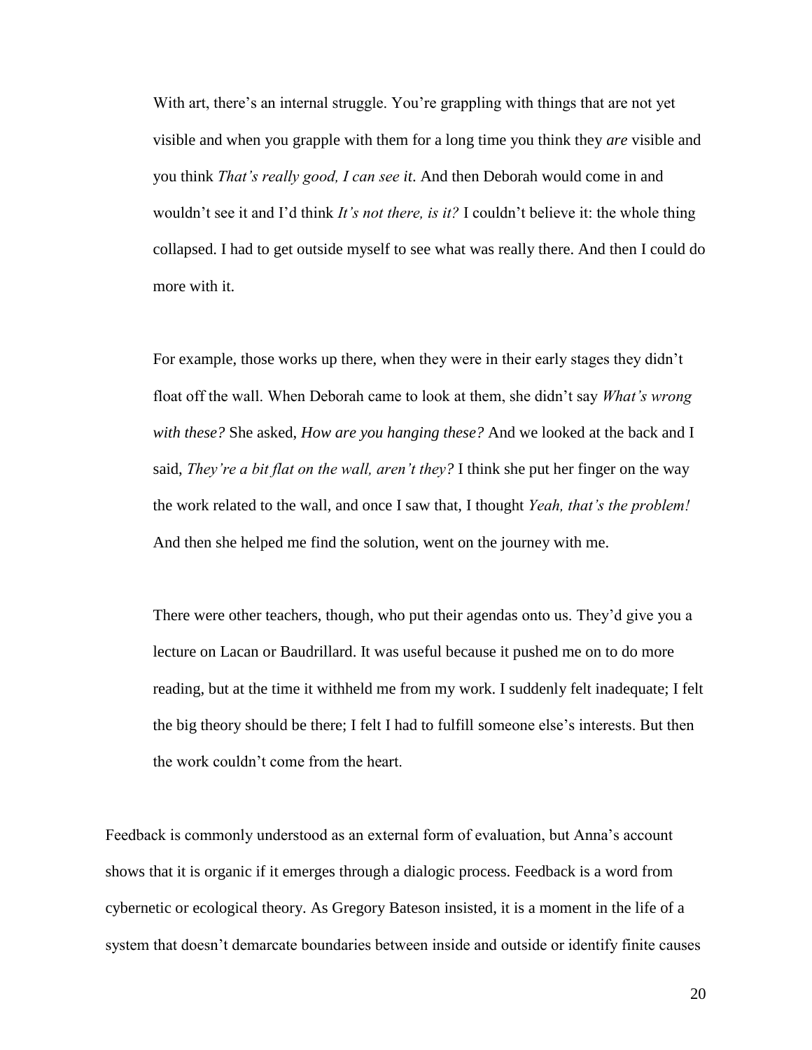> With art, there's an internal struggle. You're grappling with things that are not yet visible and when you grapple with them for a long time you think they *are* visible and you think *That's really good, I can see it*. And then Deborah would come in and wouldn't see it and I'd think *It's not there, is it?* I couldn't believe it: the whole thing collapsed. I had to get outside myself to see what was really there. And then I could do more with it.
>
> For example, those works up there, when they were in their early stages they didn't float off the wall. When Deborah came to look at them, she didn't say *What's wrong with these?* She asked, *How are you hanging these?* And we looked at the back and I said, *They're a bit flat on the wall, aren't they?* I think she put her finger on the way the work related to the wall, and once I saw that, I thought *Yeah, that's the problem!* And then she helped me find the solution, went on the journey with me.
>
> There were other teachers, though, who put their agendas onto us. They'd give you a lecture on Lacan or Baudrillard. It was useful because it pushed me on to do more reading, but at the time it withheld me from my work. I suddenly felt inadequate; I felt the big theory should be there; I felt I had to fulfill someone else's interests. But then the work couldn't come from the heart.

Feedback is commonly understood as an external form of evaluation, but Anna's account shows that it is organic if it emerges through a dialogic process. Feedback is a word from cybernetic or ecological theory. As Gregory Bateson insisted, it is a moment in the life of a system that doesn't demarcate boundaries between inside and outside or identify finite causes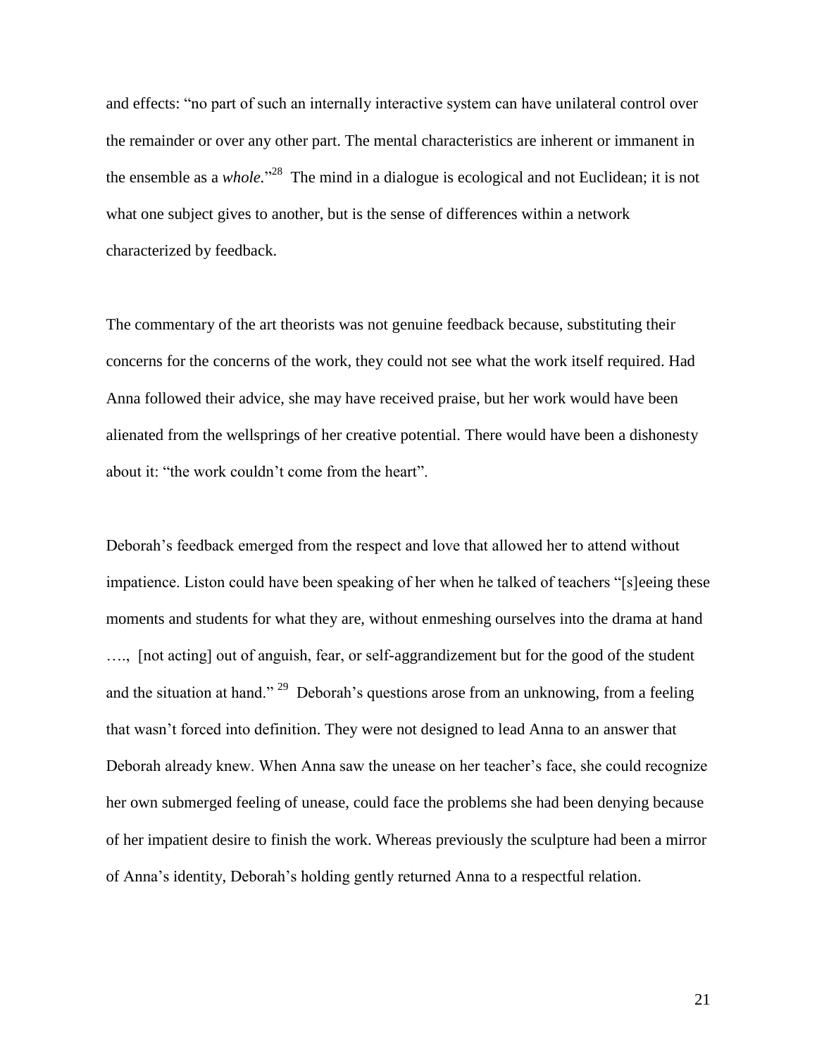and effects: "no part of such an internally interactive system can have unilateral control over the remainder or over any other part. The mental characteristics are inherent or immanent in the ensemble as a *whole.*"[28] The mind in a dialogue is ecological and not Euclidean; it is not what one subject gives to another, but is the sense of differences within a network characterized by feedback.

The commentary of the art theorists was not genuine feedback because, substituting their concerns for the concerns of the work, they could not see what the work itself required. Had Anna followed their advice, she may have received praise, but her work would have been alienated from the wellsprings of her creative potential. There would have been a dishonesty about it: "the work couldn't come from the heart".

Deborah's feedback emerged from the respect and love that allowed her to attend without impatience. Liston could have been speaking of her when he talked of teachers "[s]eeing these moments and students for what they are, without enmeshing ourselves into the drama at hand …., [not acting] out of anguish, fear, or self-aggrandizement but for the good of the student and the situation at hand."[29] Deborah's questions arose from an unknowing, from a feeling that wasn't forced into definition. They were not designed to lead Anna to an answer that Deborah already knew. When Anna saw the unease on her teacher's face, she could recognize her own submerged feeling of unease, could face the problems she had been denying because of her impatient desire to finish the work. Whereas previously the sculpture had been a mirror of Anna's identity, Deborah's holding gently returned Anna to a respectful relation.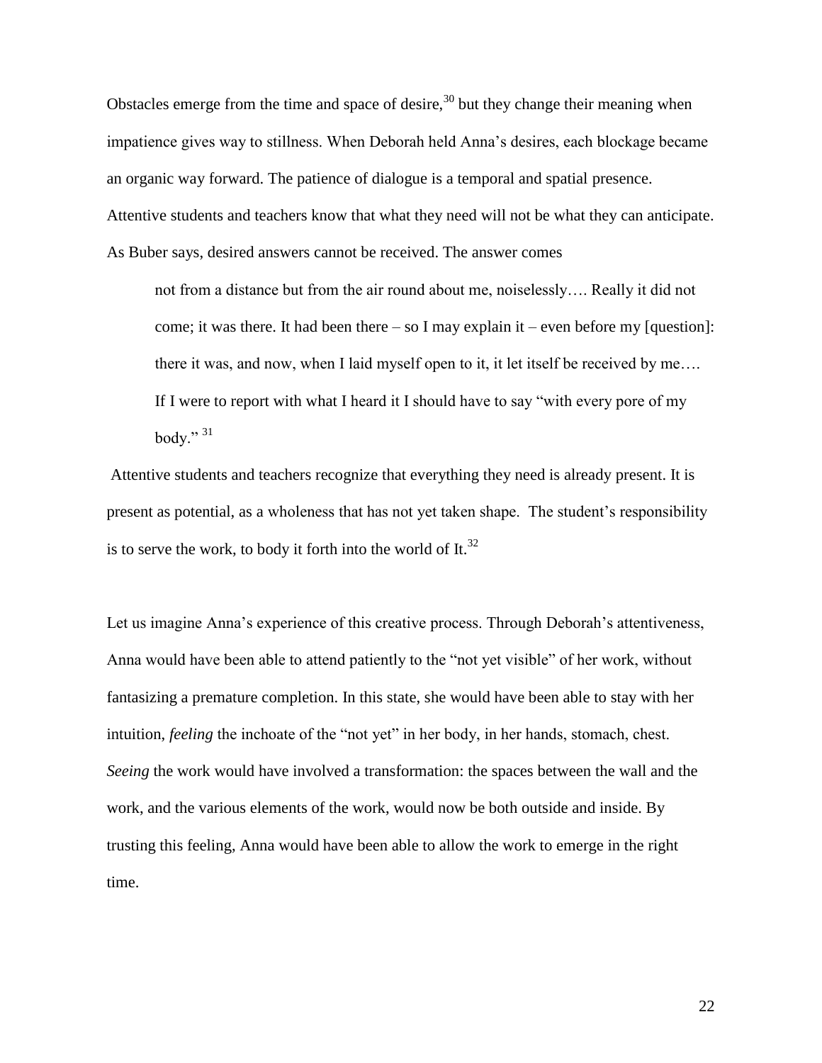Obstacles emerge from the time and space of desire,[30] but they change their meaning when impatience gives way to stillness. When Deborah held Anna's desires, each blockage became an organic way forward. The patience of dialogue is a temporal and spatial presence. Attentive students and teachers know that what they need will not be what they can anticipate. As Buber says, desired answers cannot be received. The answer comes

> not from a distance but from the air round about me, noiselessly…. Really it did not come; it was there. It had been there – so I may explain it – even before my [question]: there it was, and now, when I laid myself open to it, it let itself be received by me…. If I were to report with what I heard it I should have to say "with every pore of my body." [31]

Attentive students and teachers recognize that everything they need is already present. It is present as potential, as a wholeness that has not yet taken shape. The student's responsibility is to serve the work, to body it forth into the world of It.[32]

Let us imagine Anna's experience of this creative process. Through Deborah's attentiveness, Anna would have been able to attend patiently to the "not yet visible" of her work, without fantasizing a premature completion. In this state, she would have been able to stay with her intuition, *feeling* the inchoate of the "not yet" in her body, in her hands, stomach, chest. *Seeing* the work would have involved a transformation: the spaces between the wall and the work, and the various elements of the work, would now be both outside and inside. By trusting this feeling, Anna would have been able to allow the work to emerge in the right time.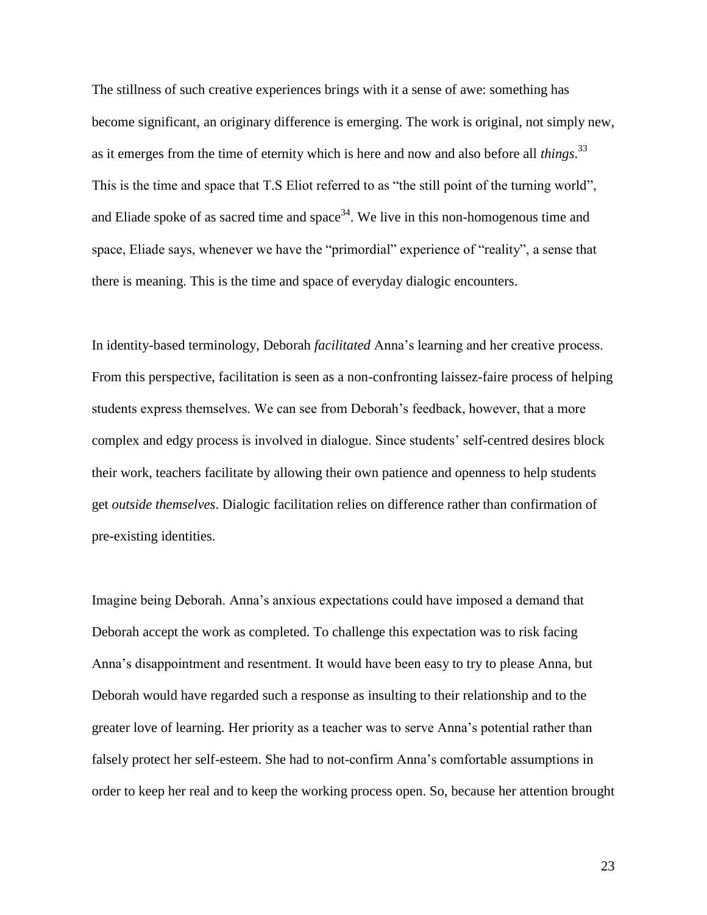The stillness of such creative experiences brings with it a sense of awe: something has become significant, an originary difference is emerging. The work is original, not simply new, as it emerges from the time of eternity which is here and now and also before all *things*.[33] This is the time and space that T.S Eliot referred to as "the still point of the turning world", and Eliade spoke of as sacred time and space[34]. We live in this non-homogenous time and space, Eliade says, whenever we have the "primordial" experience of "reality", a sense that there is meaning. This is the time and space of everyday dialogic encounters.

In identity-based terminology, Deborah *facilitated* Anna's learning and her creative process. From this perspective, facilitation is seen as a non-confronting laissez-faire process of helping students express themselves. We can see from Deborah's feedback, however, that a more complex and edgy process is involved in dialogue. Since students' self-centred desires block their work, teachers facilitate by allowing their own patience and openness to help students get *outside themselves*. Dialogic facilitation relies on difference rather than confirmation of pre-existing identities.

Imagine being Deborah. Anna's anxious expectations could have imposed a demand that Deborah accept the work as completed. To challenge this expectation was to risk facing Anna's disappointment and resentment. It would have been easy to try to please Anna, but Deborah would have regarded such a response as insulting to their relationship and to the greater love of learning. Her priority as a teacher was to serve Anna's potential rather than falsely protect her self-esteem. She had to not-confirm Anna's comfortable assumptions in order to keep her real and to keep the working process open. So, because her attention brought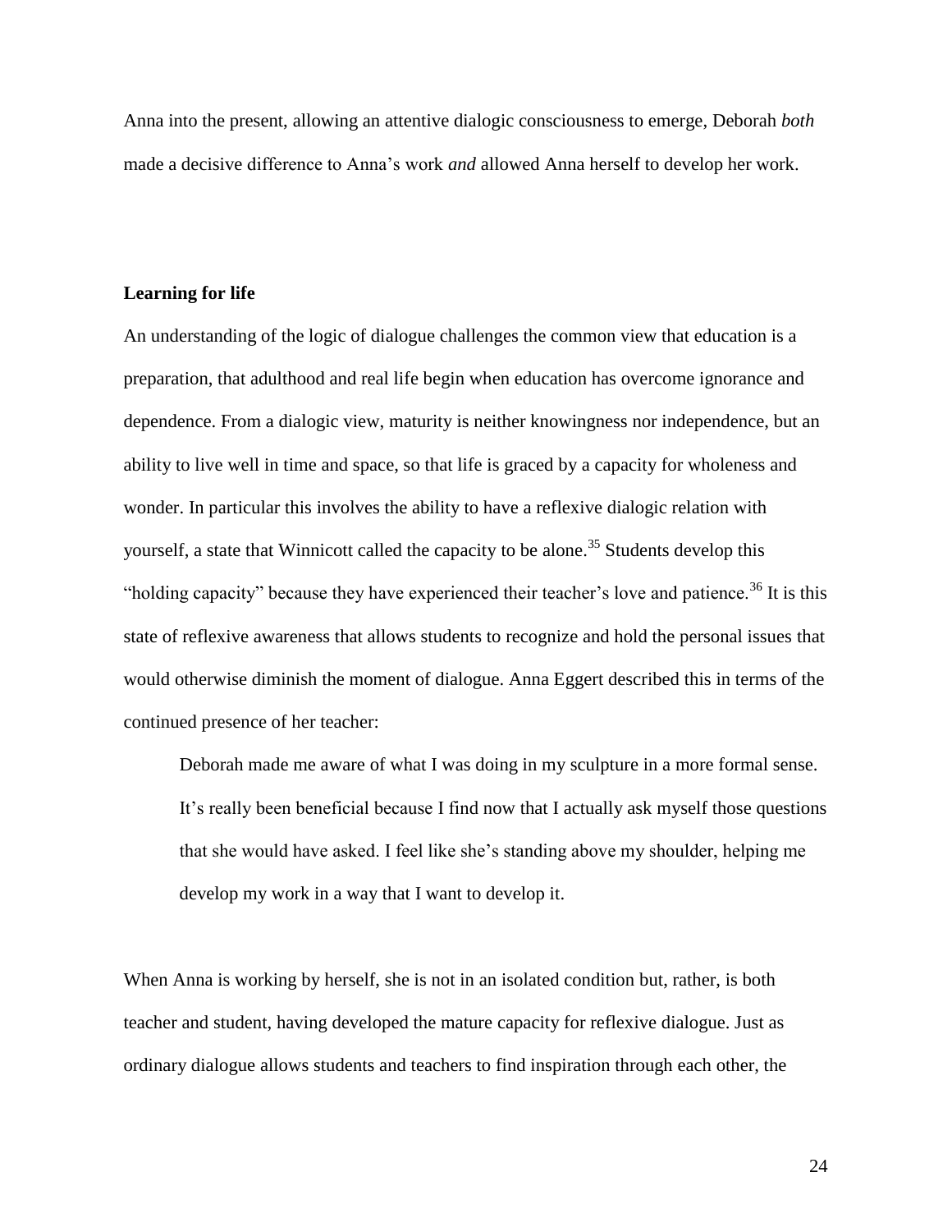Anna into the present, allowing an attentive dialogic consciousness to emerge, Deborah *both* made a decisive difference to Anna's work *and* allowed Anna herself to develop her work.

**Learning for life**

An understanding of the logic of dialogue challenges the common view that education is a preparation, that adulthood and real life begin when education has overcome ignorance and dependence. From a dialogic view, maturity is neither knowingness nor independence, but an ability to live well in time and space, so that life is graced by a capacity for wholeness and wonder. In particular this involves the ability to have a reflexive dialogic relation with yourself, a state that Winnicott called the capacity to be alone.[35] Students develop this "holding capacity" because they have experienced their teacher's love and patience.[36] It is this state of reflexive awareness that allows students to recognize and hold the personal issues that would otherwise diminish the moment of dialogue. Anna Eggert described this in terms of the continued presence of her teacher:

> Deborah made me aware of what I was doing in my sculpture in a more formal sense. It's really been beneficial because I find now that I actually ask myself those questions that she would have asked. I feel like she's standing above my shoulder, helping me develop my work in a way that I want to develop it.

When Anna is working by herself, she is not in an isolated condition but, rather, is both teacher and student, having developed the mature capacity for reflexive dialogue. Just as ordinary dialogue allows students and teachers to find inspiration through each other, the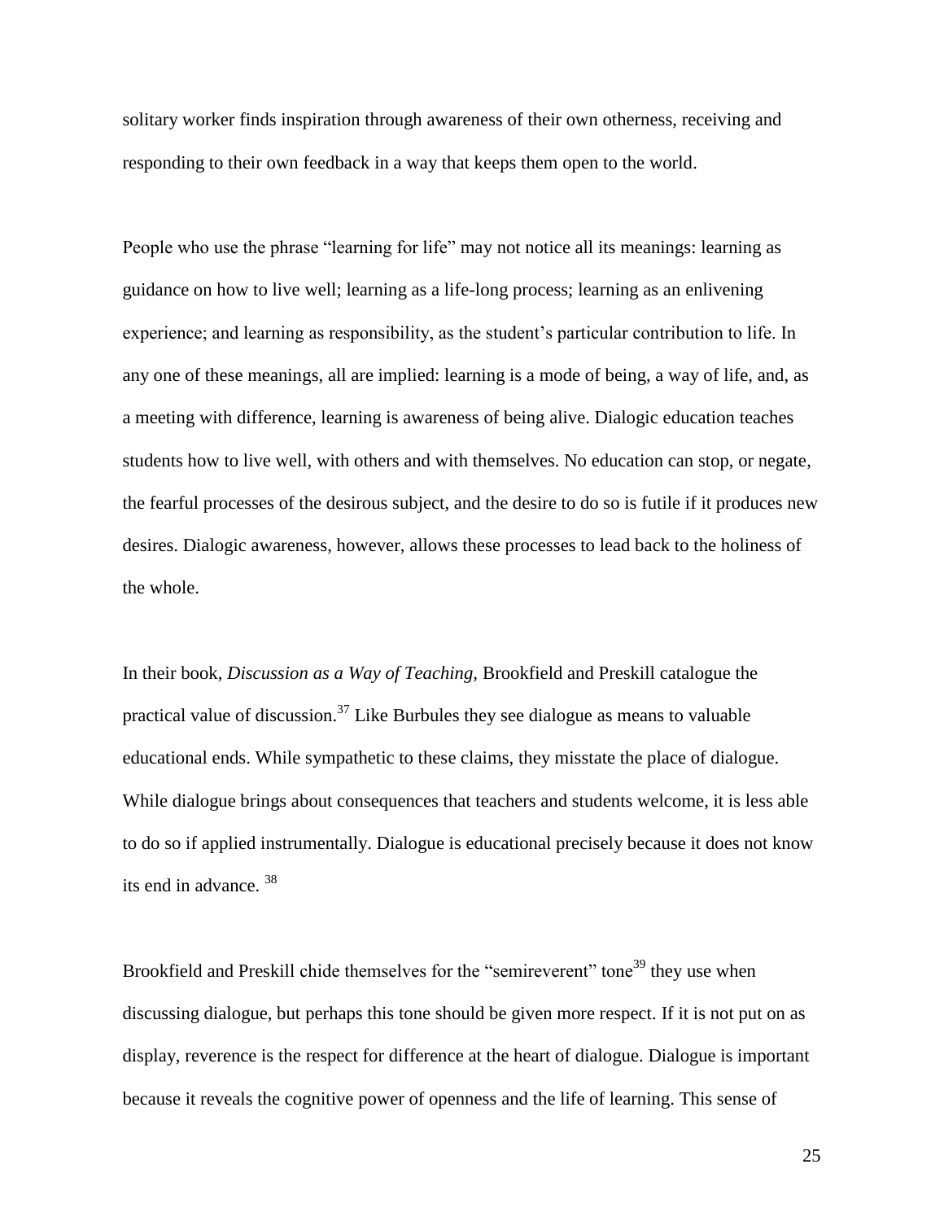solitary worker finds inspiration through awareness of their own otherness, receiving and responding to their own feedback in a way that keeps them open to the world.

People who use the phrase "learning for life" may not notice all its meanings: learning as guidance on how to live well; learning as a life-long process; learning as an enlivening experience; and learning as responsibility, as the student's particular contribution to life. In any one of these meanings, all are implied: learning is a mode of being, a way of life, and, as a meeting with difference, learning is awareness of being alive. Dialogic education teaches students how to live well, with others and with themselves. No education can stop, or negate, the fearful processes of the desirous subject, and the desire to do so is futile if it produces new desires. Dialogic awareness, however, allows these processes to lead back to the holiness of the whole.

In their book, *Discussion as a Way of Teaching,* Brookfield and Preskill catalogue the practical value of discussion.[37] Like Burbules they see dialogue as means to valuable educational ends. While sympathetic to these claims, they misstate the place of dialogue. While dialogue brings about consequences that teachers and students welcome, it is less able to do so if applied instrumentally. Dialogue is educational precisely because it does not know its end in advance. [38]

Brookfield and Preskill chide themselves for the "semireverent" tone[39] they use when discussing dialogue, but perhaps this tone should be given more respect. If it is not put on as display, reverence is the respect for difference at the heart of dialogue. Dialogue is important because it reveals the cognitive power of openness and the life of learning. This sense of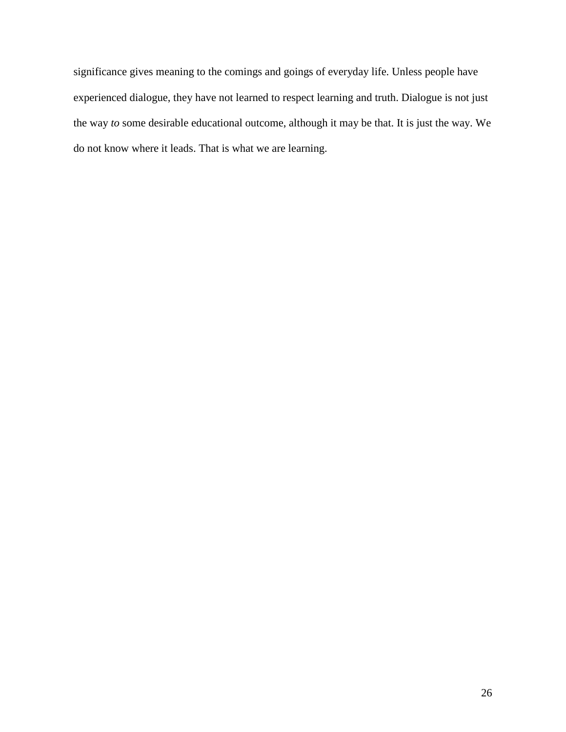significance gives meaning to the comings and goings of everyday life. Unless people have experienced dialogue, they have not learned to respect learning and truth. Dialogue is not just the way *to* some desirable educational outcome, although it may be that. It is just the way. We do not know where it leads. That is what we are learning.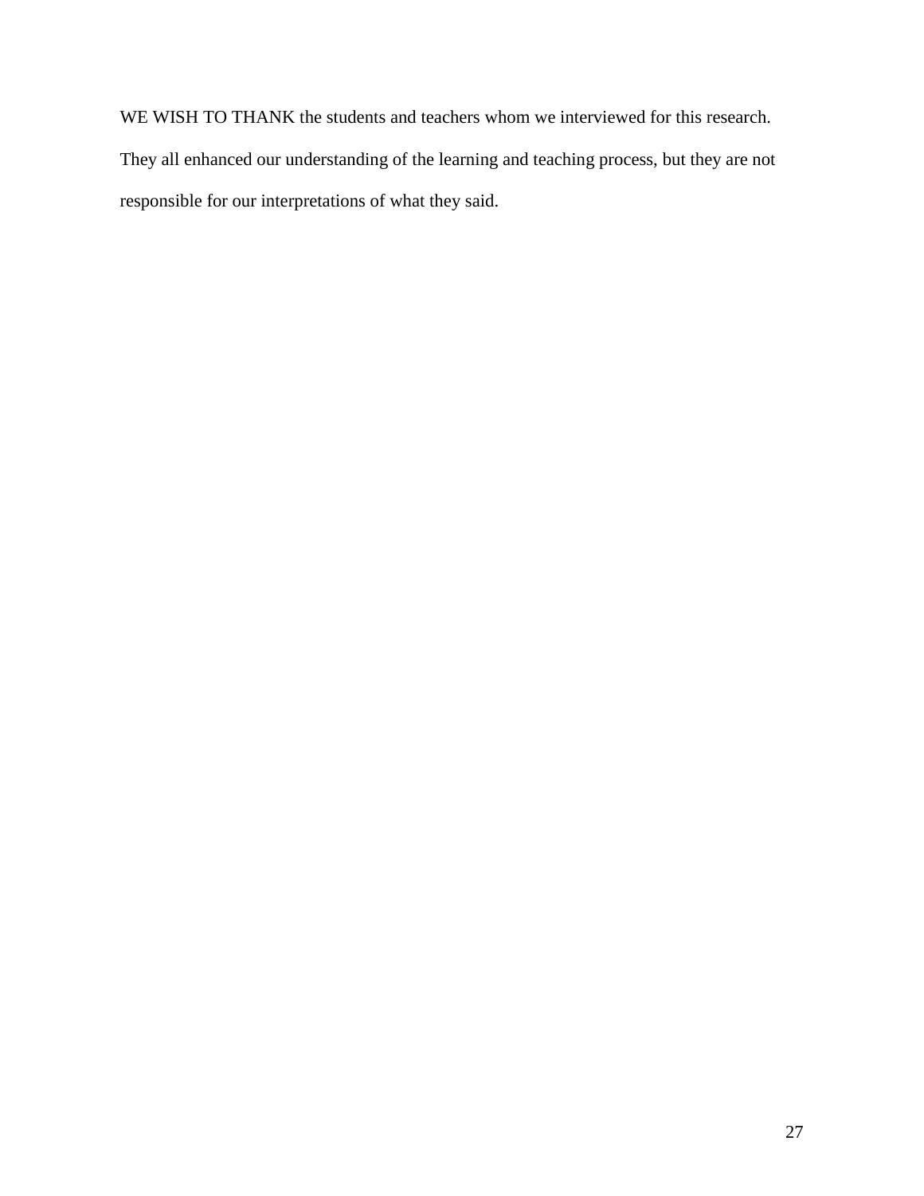WE WISH TO THANK the students and teachers whom we interviewed for this research. They all enhanced our understanding of the learning and teaching process, but they are not responsible for our interpretations of what they said.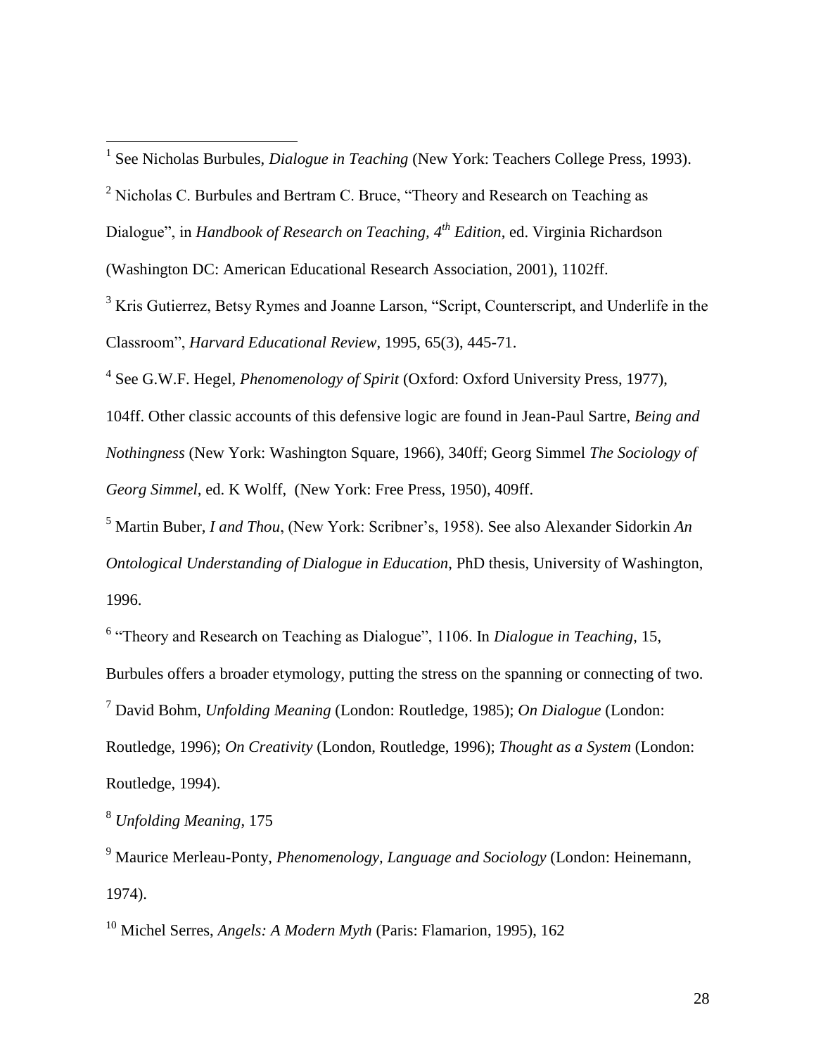[1] See Nicholas Burbules, *Dialogue in Teaching* (New York: Teachers College Press, 1993).

[2] Nicholas C. Burbules and Bertram C. Bruce, "Theory and Research on Teaching as Dialogue", in *Handbook of Research on Teaching, 4th Edition,* ed. Virginia Richardson (Washington DC: American Educational Research Association, 2001), 1102ff.

[3] Kris Gutierrez, Betsy Rymes and Joanne Larson, "Script, Counterscript, and Underlife in the Classroom", *Harvard Educational Review*, 1995, 65(3), 445-71.

[4] See G.W.F. Hegel, *Phenomenology of Spirit* (Oxford: Oxford University Press, 1977), 104ff. Other classic accounts of this defensive logic are found in Jean-Paul Sartre, *Being and Nothingness* (New York: Washington Square, 1966), 340ff; Georg Simmel *The Sociology of Georg Simmel*, ed. K Wolff, (New York: Free Press, 1950), 409ff.

[5] Martin Buber, *I and Thou*, (New York: Scribner's, 1958). See also Alexander Sidorkin *An Ontological Understanding of Dialogue in Education*, PhD thesis, University of Washington, 1996.

[6] "Theory and Research on Teaching as Dialogue", 1106. In *Dialogue in Teaching*, 15, Burbules offers a broader etymology, putting the stress on the spanning or connecting of two.

[7] David Bohm, *Unfolding Meaning* (London: Routledge, 1985); *On Dialogue* (London: Routledge, 1996); *On Creativity* (London, Routledge, 1996); *Thought as a System* (London: Routledge, 1994).

[8] *Unfolding Meaning*, 175

[9] Maurice Merleau-Ponty, *Phenomenology, Language and Sociology* (London: Heinemann, 1974).

[10] Michel Serres, *Angels: A Modern Myth* (Paris: Flamarion, 1995), 162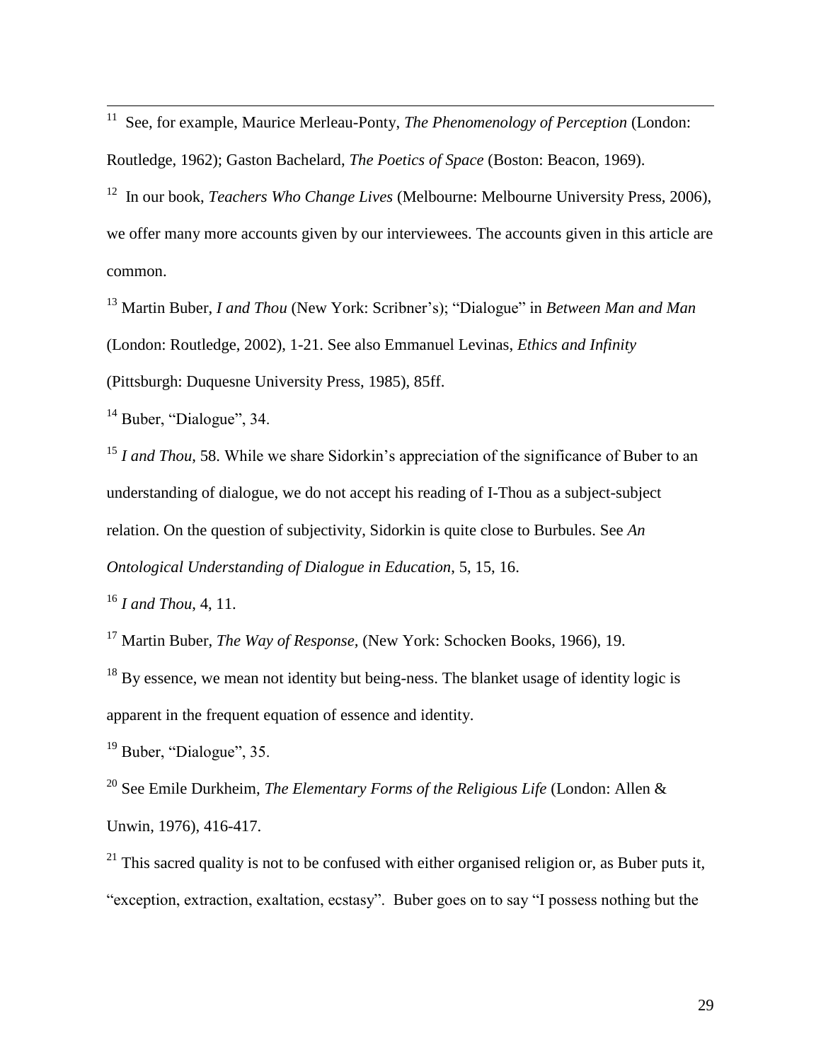[11] See, for example, Maurice Merleau-Ponty, *The Phenomenology of Perception* (London: Routledge, 1962); Gaston Bachelard, *The Poetics of Space* (Boston: Beacon, 1969).

[12] In our book, *Teachers Who Change Lives* (Melbourne: Melbourne University Press, 2006), we offer many more accounts given by our interviewees. The accounts given in this article are common.

[13] Martin Buber, *I and Thou* (New York: Scribner's); "Dialogue" in *Between Man and Man* (London: Routledge, 2002), 1-21. See also Emmanuel Levinas, *Ethics and Infinity* (Pittsburgh: Duquesne University Press, 1985), 85ff.

[14] Buber, "Dialogue", 34.

[15] *I and Thou*, 58. While we share Sidorkin's appreciation of the significance of Buber to an understanding of dialogue, we do not accept his reading of I-Thou as a subject-subject relation. On the question of subjectivity, Sidorkin is quite close to Burbules. See *An Ontological Understanding of Dialogue in Education*, 5, 15, 16.

[16] *I and Thou*, 4, 11.

[17] Martin Buber, *The Way of Response*, (New York: Schocken Books, 1966), 19.

[18] By essence, we mean not identity but being-ness. The blanket usage of identity logic is apparent in the frequent equation of essence and identity.

[19] Buber, "Dialogue", 35.

[20] See Emile Durkheim, *The Elementary Forms of the Religious Life* (London: Allen & Unwin, 1976), 416-417.

[21] This sacred quality is not to be confused with either organised religion or, as Buber puts it, "exception, extraction, exaltation, ecstasy". Buber goes on to say "I possess nothing but the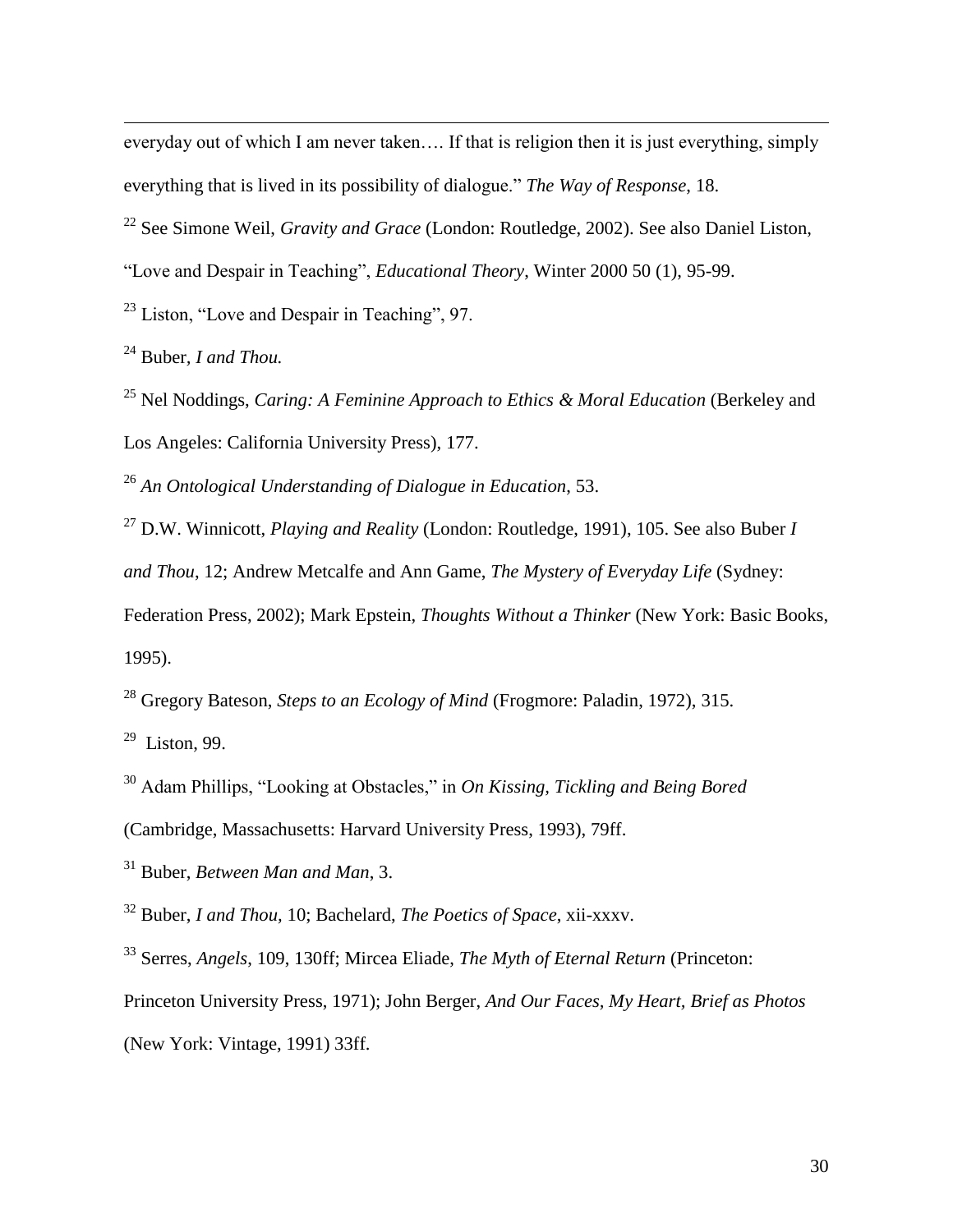everyday out of which I am never taken…. If that is religion then it is just everything, simply everything that is lived in its possibility of dialogue." *The Way of Response*, 18.

[22] See Simone Weil, *Gravity and Grace* (London: Routledge, 2002). See also Daniel Liston, "Love and Despair in Teaching", *Educational Theory*, Winter 2000 50 (1), 95-99.

[23] Liston, "Love and Despair in Teaching", 97.

[24] Buber, *I and Thou.*

[25] Nel Noddings, *Caring: A Feminine Approach to Ethics & Moral Education* (Berkeley and Los Angeles: California University Press), 177.

[26] *An Ontological Understanding of Dialogue in Education*, 53.

[27] D.W. Winnicott, *Playing and Reality* (London: Routledge, 1991), 105. See also Buber *I and Thou*, 12; Andrew Metcalfe and Ann Game, *The Mystery of Everyday Life* (Sydney: Federation Press, 2002); Mark Epstein, *Thoughts Without a Thinker* (New York: Basic Books, 1995).

[28] Gregory Bateson, *Steps to an Ecology of Mind* (Frogmore: Paladin, 1972), 315.

[29] Liston, 99.

[30] Adam Phillips, "Looking at Obstacles," in *On Kissing, Tickling and Being Bored* (Cambridge, Massachusetts: Harvard University Press, 1993), 79ff.

[31] Buber, *Between Man and Man*, 3.

[32] Buber, *I and Thou,* 10; Bachelard, *The Poetics of Space*, xii-xxxv.

[33] Serres, *Angels*, 109, 130ff; Mircea Eliade, *The Myth of Eternal Return* (Princeton: Princeton University Press, 1971); John Berger, *And Our Faces, My Heart, Brief as Photos* (New York: Vintage, 1991) 33ff.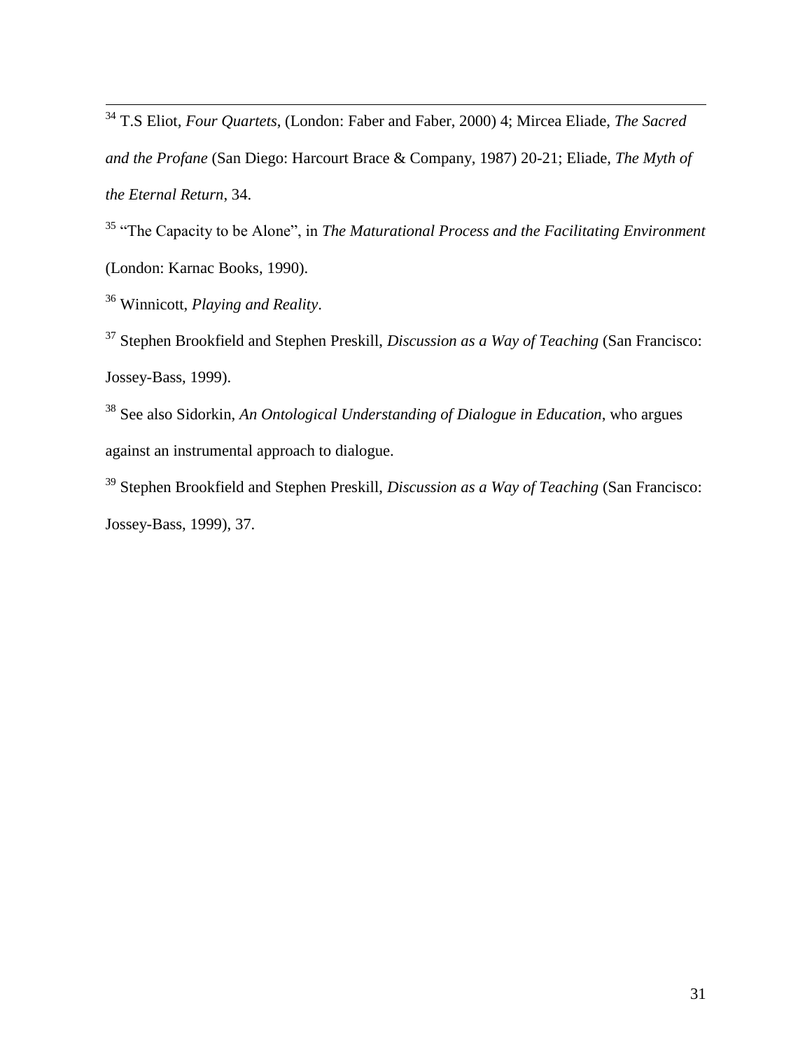[34] T.S Eliot, *Four Quartets*, (London: Faber and Faber, 2000) 4; Mircea Eliade, *The Sacred and the Profane* (San Diego: Harcourt Brace & Company, 1987) 20-21; Eliade, *The Myth of the Eternal Return*, 34.

[35] "The Capacity to be Alone", in *The Maturational Process and the Facilitating Environment* (London: Karnac Books, 1990).

[36] Winnicott, *Playing and Reality*.

[37] Stephen Brookfield and Stephen Preskill, *Discussion as a Way of Teaching* (San Francisco: Jossey-Bass, 1999).

[38] See also Sidorkin, *An Ontological Understanding of Dialogue in Education*, who argues against an instrumental approach to dialogue.

[39] Stephen Brookfield and Stephen Preskill, *Discussion as a Way of Teaching* (San Francisco: Jossey-Bass, 1999), 37.